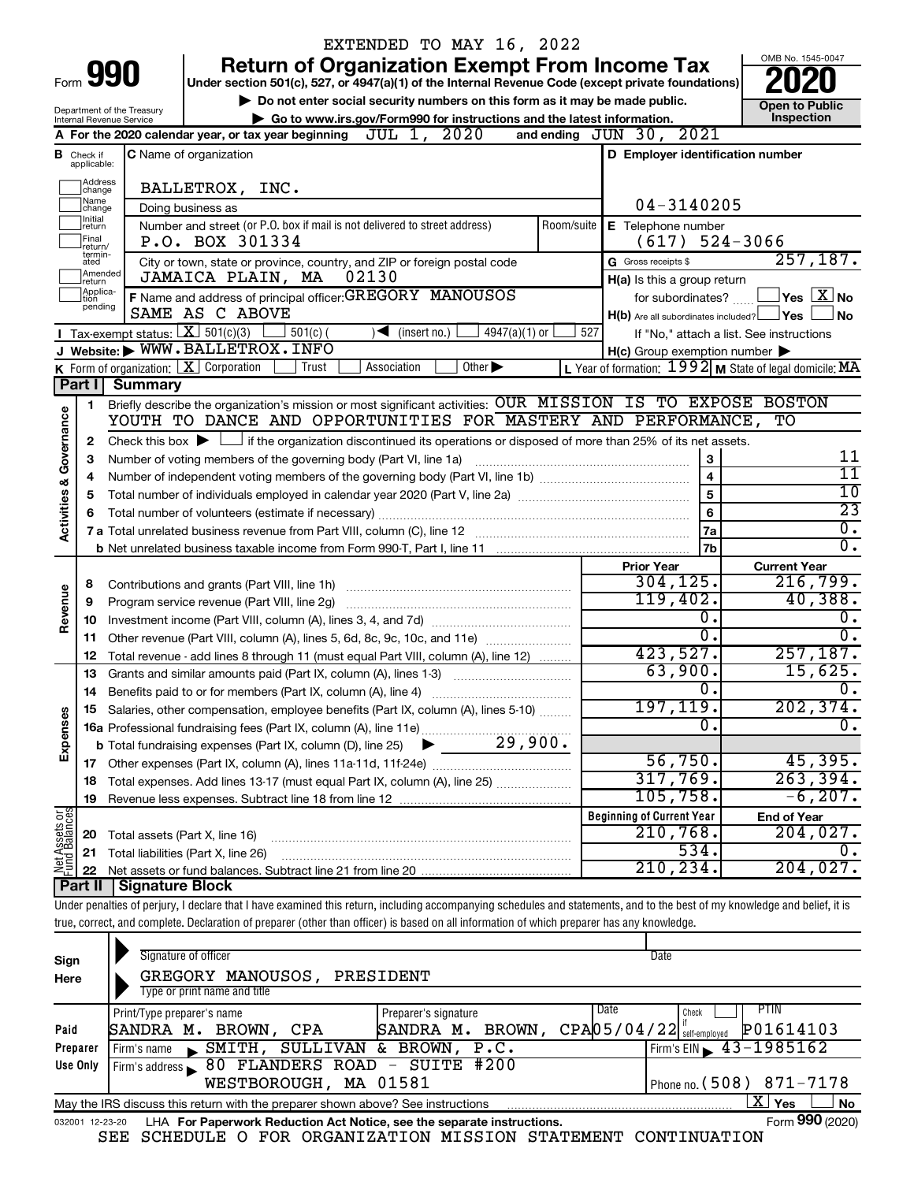EXTENDED TO MAY 16, 2022

# Form 990 — Return of Organization Exempt From Income Tax (2020)

Under section 501(c), 527, or 4947(a)(1) of the Internal Revenue Code (except private foundations)

▶ Do not enter social security numbers on this form as it may be made public.

▶ Go to www.irs.gov/Form990 for instructions and the latest information.

OMB No. 1545-0047 | Open to Public Inspection

Department of the Treasury, Internal Revenue Service

**A** For the 2020 calendar year, or tax year beginning JUL 1, 2020 and ending JUN 30, 2021

**B** Check if applicable: Address change, Name change, Initial return, Final return/terminated, Amended return, Application pending

**C** Name of organization: BALLETROX, INC.

Doing business as

Number and street (or P.O. box if mail is not delivered to street address): P.O. BOX 301334 | Room/suite

City or town, state or province, country, and ZIP or foreign postal code: JAMAICA PLAIN, MA 02130

**D** Employer identification number: 04-3140205

**E** Telephone number: (617) 524-3066

**G** Gross receipts $ 257,187.

**F** Name and address of principal officer: GREGORY MANOUSOS, SAME AS C ABOVE

**H(a)** Is this a group return for subordinates? Yes [ ] No [X]

**H(b)** Are all subordinates included? Yes [ ] No [ ] If "No," attach a list. See instructions

**H(c)** Group exemption number ▶

**I** Tax-exempt status: [X] 501(c)(3) [ ] 501(c) ( ) ◀ (insert no.) [ ] 4947(a)(1) or [ ] 527

**J** Website: ▶ WWW.BALLETROX.INFO

**K** Form of organization: [X] Corporation [ ] Trust [ ] Association [ ] Other ▶

**L** Year of formation: 1992 **M** State of legal domicile: MA

## Part I Summary

**Activities & Governance**

1. Briefly describe the organization's mission or most significant activities: OUR MISSION IS TO EXPOSE BOSTON YOUTH TO DANCE AND OPPORTUNITIES FOR MASTERY AND PERFORMANCE, TO
2. Check this box ▶ [ ] if the organization discontinued its operations or disposed of more than 25% of its net assets.

| Line | Description | | Value |
|---|---|---|---|
| 3 | Number of voting members of the governing body (Part VI, line 1a) | 3 | 11 |
| 4 | Number of independent voting members of the governing body (Part VI, line 1b) | 4 | 11 |
| 5 | Total number of individuals employed in calendar year 2020 (Part V, line 2a) | 5 | 10 |
| 6 | Total number of volunteers (estimate if necessary) | 6 | 23 |
| 7a | Total unrelated business revenue from Part VIII, column (C), line 12 | 7a | 0. |
| 7b | Net unrelated business taxable income from Form 990-T, Part I, line 11 | 7b | 0. |

| Line | Description | Prior Year | Current Year |
|---|---|---|---|
| | **Revenue** | | |
| 8 | Contributions and grants (Part VIII, line 1h) | 304,125. | 216,799. |
| 9 | Program service revenue (Part VIII, line 2g) | 119,402. | 40,388. |
| 10 | Investment income (Part VIII, column (A), lines 3, 4, and 7d) | 0. | 0. |
| 11 | Other revenue (Part VIII, column (A), lines 5, 6d, 8c, 9c, 10c, and 11e) | 0. | 0. |
| 12 | Total revenue - add lines 8 through 11 (must equal Part VIII, column (A), line 12) | 423,527. | 257,187. |
| | **Expenses** | | |
| 13 | Grants and similar amounts paid (Part IX, column (A), lines 1-3) | 63,900. | 15,625. |
| 14 | Benefits paid to or for members (Part IX, column (A), line 4) | 0. | 0. |
| 15 | Salaries, other compensation, employee benefits (Part IX, column (A), lines 5-10) | 197,119. | 202,374. |
| 16a | Professional fundraising fees (Part IX, column (A), line 11e) | 0. | 0. |
| b | Total fundraising expenses (Part IX, column (D), line 25) ▶ 29,900. | | |
| 17 | Other expenses (Part IX, column (A), lines 11a-11d, 11f-24e) | 56,750. | 45,395. |
| 18 | Total expenses. Add lines 13-17 (must equal Part IX, column (A), line 25) | 317,769. | 263,394. |
| 19 | Revenue less expenses. Subtract line 18 from line 12 | 105,758. | -6,207. |

| Line | Net Assets or Fund Balances | Beginning of Current Year | End of Year |
|---|---|---|---|
| 20 | Total assets (Part X, line 16) | 210,768. | 204,027. |
| 21 | Total liabilities (Part X, line 26) | 534. | 0. |
| 22 | Net assets or fund balances. Subtract line 21 from line 20 | 210,234. | 204,027. |

## Part II Signature Block

Under penalties of perjury, I declare that I have examined this return, including accompanying schedules and statements, and to the best of my knowledge and belief, it is true, correct, and complete. Declaration of preparer (other than officer) is based on all information of which preparer has any knowledge.

**Sign Here**

Signature of officer | Date

GREGORY MANOUSOS, PRESIDENT

Type or print name and title

**Paid Preparer Use Only**

| Print/Type preparer's name | Preparer's signature | Date | Check if self-employed | PTIN |
|---|---|---|---|---|
| SANDRA M. BROWN, CPA | SANDRA M. BROWN, CPA | 05/04/22 | | P01614103 |

Firm's name ▶ SMITH, SULLIVAN & BROWN, P.C. | Firm's EIN ▶ 43-1985162

Firm's address ▶ 80 FLANDERS ROAD - SUITE #200, WESTBOROUGH, MA 01581 | Phone no. (508) 871-7178

May the IRS discuss this return with the preparer shown above? See instructions [X] Yes [ ] No

032001 12-23-20 LHA For Paperwork Reduction Act Notice, see the separate instructions. Form **990** (2020)

SEE SCHEDULE O FOR ORGANIZATION MISSION STATEMENT CONTINUATION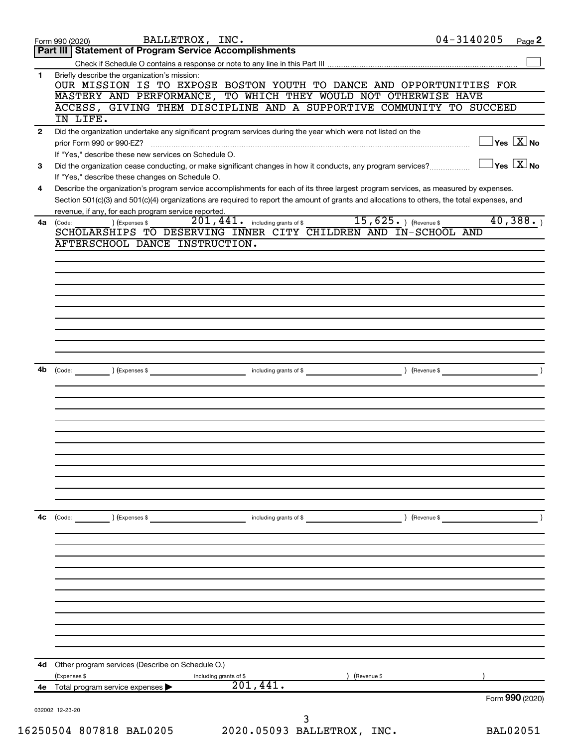Form 990 (2020) BALLETROX, INC. 04-3140205 Page **2**

## Part III | Statement of Program Service Accomplishments

Check if Schedule O contains a response or note to any line in this Part III ☐

**1** Briefly describe the organization's mission:

OUR MISSION IS TO EXPOSE BOSTON YOUTH TO DANCE AND OPPORTUNITIES FOR MASTERY AND PERFORMANCE, TO WHICH THEY WOULD NOT OTHERWISE HAVE ACCESS, GIVING THEM DISCIPLINE AND A SUPPORTIVE COMMUNITY TO SUCCEED IN LIFE.

**2** Did the organization undertake any significant program services during the year which were not listed on the prior Form 990 or 990-EZ? ☐ Yes ☒ No

If "Yes," describe these new services on Schedule O.

**3** Did the organization cease conducting, or make significant changes in how it conducts, any program services? ☐ Yes ☒ No

If "Yes," describe these changes on Schedule O.

**4** Describe the organization's program service accomplishments for each of its three largest program services, as measured by expenses. Section 501(c)(3) and 501(c)(4) organizations are required to report the amount of grants and allocations to others, the total expenses, and revenue, if any, for each program service reported.

**4a** (Code: ) (Expenses $ 201,441. including grants of $ 15,625. ) (Revenue $ 40,388. )

SCHOLARSHIPS TO DESERVING INNER CITY CHILDREN AND IN-SCHOOL AND AFTERSCHOOL DANCE INSTRUCTION.

**4b** (Code: ) (Expenses $ including grants of $ ) (Revenue $ )

**4c** (Code: ) (Expenses $ including grants of $ ) (Revenue $ )

**4d** Other program services (Describe on Schedule O.)

(Expenses $ including grants of $ ) (Revenue $ )

**4e** Total program service expenses ▶ 201,441.

Form **990** (2020)

032002 12-23-20

16250504 807818 BAL0205 2020.05093 BALLETROX, INC. BAL02051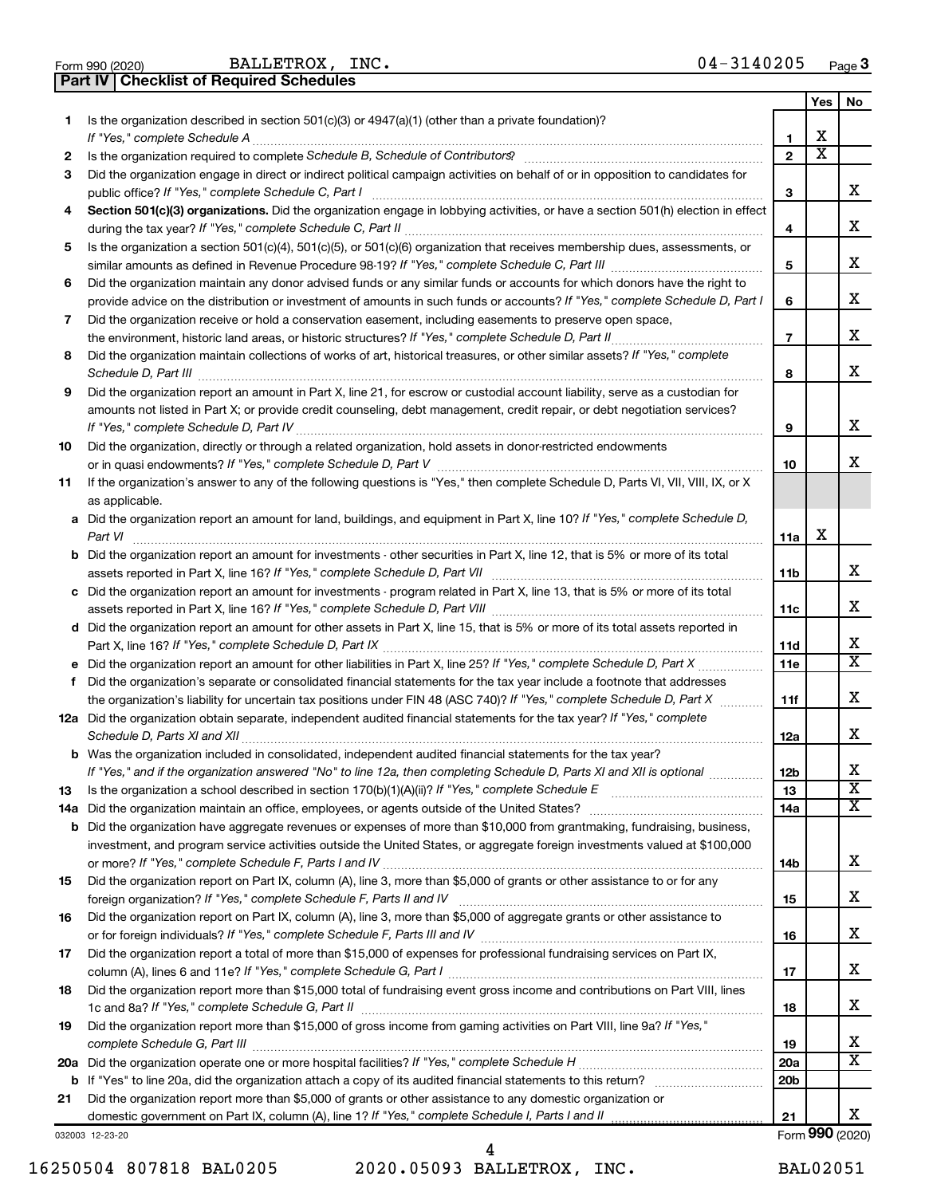Form 990 (2020) BALLETROX, INC. 04-3140205 Page 3

## Part IV | Checklist of Required Schedules

| | | | Yes | No |
|---|---|---|---|---|
| 1 | Is the organization described in section 501(c)(3) or 4947(a)(1) (other than a private foundation)? *If "Yes," complete Schedule A* | 1 | X | |
| 2 | Is the organization required to complete *Schedule B, Schedule of Contributors*? | 2 | X | |
| 3 | Did the organization engage in direct or indirect political campaign activities on behalf of or in opposition to candidates for public office? *If "Yes," complete Schedule C, Part I* | 3 | | X |
| 4 | **Section 501(c)(3) organizations.** Did the organization engage in lobbying activities, or have a section 501(h) election in effect during the tax year? *If "Yes," complete Schedule C, Part II* | 4 | | X |
| 5 | Is the organization a section 501(c)(4), 501(c)(5), or 501(c)(6) organization that receives membership dues, assessments, or similar amounts as defined in Revenue Procedure 98-19? *If "Yes," complete Schedule C, Part III* | 5 | | X |
| 6 | Did the organization maintain any donor advised funds or any similar funds or accounts for which donors have the right to provide advice on the distribution or investment of amounts in such funds or accounts? *If "Yes," complete Schedule D, Part I* | 6 | | X |
| 7 | Did the organization receive or hold a conservation easement, including easements to preserve open space, the environment, historic land areas, or historic structures? *If "Yes," complete Schedule D, Part II* | 7 | | X |
| 8 | Did the organization maintain collections of works of art, historical treasures, or other similar assets? *If "Yes," complete Schedule D, Part III* | 8 | | X |
| 9 | Did the organization report an amount in Part X, line 21, for escrow or custodial account liability, serve as a custodian for amounts not listed in Part X; or provide credit counseling, debt management, credit repair, or debt negotiation services? *If "Yes," complete Schedule D, Part IV* | 9 | | X |
| 10 | Did the organization, directly or through a related organization, hold assets in donor-restricted endowments or in quasi endowments? *If "Yes," complete Schedule D, Part V* | 10 | | X |
| 11 | If the organization's answer to any of the following questions is "Yes," then complete Schedule D, Parts VI, VII, VIII, IX, or X as applicable. | | | |
| a | Did the organization report an amount for land, buildings, and equipment in Part X, line 10? *If "Yes," complete Schedule D, Part VI* | 11a | X | |
| b | Did the organization report an amount for investments - other securities in Part X, line 12, that is 5% or more of its total assets reported in Part X, line 16? *If "Yes," complete Schedule D, Part VII* | 11b | | X |
| c | Did the organization report an amount for investments - program related in Part X, line 13, that is 5% or more of its total assets reported in Part X, line 16? *If "Yes," complete Schedule D, Part VIII* | 11c | | X |
| d | Did the organization report an amount for other assets in Part X, line 15, that is 5% or more of its total assets reported in Part X, line 16? *If "Yes," complete Schedule D, Part IX* | 11d | | X |
| e | Did the organization report an amount for other liabilities in Part X, line 25? *If "Yes," complete Schedule D, Part X* | 11e | | X |
| f | Did the organization's separate or consolidated financial statements for the tax year include a footnote that addresses the organization's liability for uncertain tax positions under FIN 48 (ASC 740)? *If "Yes," complete Schedule D, Part X* | 11f | | X |
| 12a | Did the organization obtain separate, independent audited financial statements for the tax year? *If "Yes," complete Schedule D, Parts XI and XII* | 12a | | X |
| b | Was the organization included in consolidated, independent audited financial statements for the tax year? *If "Yes," and if the organization answered "No" to line 12a, then completing Schedule D, Parts XI and XII is optional* | 12b | | X |
| 13 | Is the organization a school described in section 170(b)(1)(A)(ii)? *If "Yes," complete Schedule E* | 13 | | X |
| 14a | Did the organization maintain an office, employees, or agents outside of the United States? | 14a | | X |
| b | Did the organization have aggregate revenues or expenses of more than $10,000 from grantmaking, fundraising, business, investment, and program service activities outside the United States, or aggregate foreign investments valued at $100,000 or more? *If "Yes," complete Schedule F, Parts I and IV* | 14b | | X |
| 15 | Did the organization report on Part IX, column (A), line 3, more than $5,000 of grants or other assistance to or for any foreign organization? *If "Yes," complete Schedule F, Parts II and IV* | 15 | | X |
| 16 | Did the organization report on Part IX, column (A), line 3, more than $5,000 of aggregate grants or other assistance to or for foreign individuals? *If "Yes," complete Schedule F, Parts III and IV* | 16 | | X |
| 17 | Did the organization report a total of more than $15,000 of expenses for professional fundraising services on Part IX, column (A), lines 6 and 11e? *If "Yes," complete Schedule G, Part I* | 17 | | X |
| 18 | Did the organization report more than $15,000 total of fundraising event gross income and contributions on Part VIII, lines 1c and 8a? *If "Yes," complete Schedule G, Part II* | 18 | | X |
| 19 | Did the organization report more than $15,000 of gross income from gaming activities on Part VIII, line 9a? *If "Yes," complete Schedule G, Part III* | 19 | | X |
| 20a | Did the organization operate one or more hospital facilities? *If "Yes," complete Schedule H* | 20a | | X |
| b | If "Yes" to line 20a, did the organization attach a copy of its audited financial statements to this return? | 20b | | |
| 21 | Did the organization report more than $5,000 of grants or other assistance to any domestic organization or domestic government on Part IX, column (A), line 1? *If "Yes," complete Schedule I, Parts I and II* | 21 | | X |

032003 12-23-20 Form 990 (2020)

16250504 807818 BAL0205 2020.05093 BALLETROX, INC. BAL02051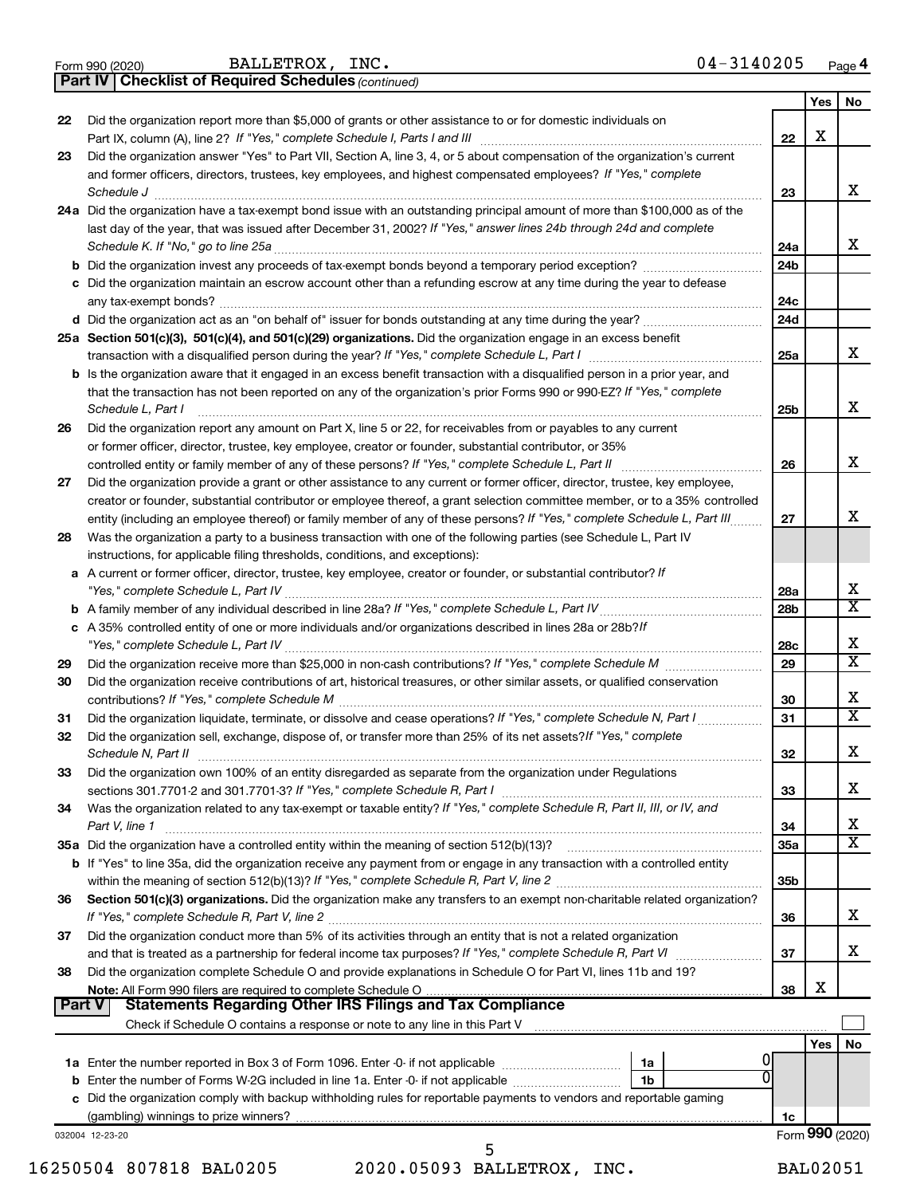Form 990 (2020) BALLETROX, INC. 04-3140205 Page 4

## Part IV | Checklist of Required Schedules *(continued)*

| | | | Yes | No |
|---|---|---|---|---|
| 22 | Did the organization report more than $5,000 of grants or other assistance to or for domestic individuals on Part IX, column (A), line 2? *If "Yes," complete Schedule I, Parts I and III* | 22 | X | |
| 23 | Did the organization answer "Yes" to Part VII, Section A, line 3, 4, or 5 about compensation of the organization's current and former officers, directors, trustees, key employees, and highest compensated employees? *If "Yes," complete Schedule J* | 23 | | X |
| 24a | Did the organization have a tax-exempt bond issue with an outstanding principal amount of more than $100,000 as of the last day of the year, that was issued after December 31, 2002? *If "Yes," answer lines 24b through 24d and complete Schedule K. If "No," go to line 25a* | 24a | | X |
| b | Did the organization invest any proceeds of tax-exempt bonds beyond a temporary period exception? | 24b | | |
| c | Did the organization maintain an escrow account other than a refunding escrow at any time during the year to defease any tax-exempt bonds? | 24c | | |
| d | Did the organization act as an "on behalf of" issuer for bonds outstanding at any time during the year? | 24d | | |
| 25a | **Section 501(c)(3), 501(c)(4), and 501(c)(29) organizations.** Did the organization engage in an excess benefit transaction with a disqualified person during the year? *If "Yes," complete Schedule L, Part I* | 25a | | X |
| b | Is the organization aware that it engaged in an excess benefit transaction with a disqualified person in a prior year, and that the transaction has not been reported on any of the organization's prior Forms 990 or 990-EZ? *If "Yes," complete Schedule L, Part I* | 25b | | X |
| 26 | Did the organization report any amount on Part X, line 5 or 22, for receivables from or payables to any current or former officer, director, trustee, key employee, creator or founder, substantial contributor, or 35% controlled entity or family member of any of these persons? *If "Yes," complete Schedule L, Part II* | 26 | | X |
| 27 | Did the organization provide a grant or other assistance to any current or former officer, director, trustee, key employee, creator or founder, substantial contributor or employee thereof, a grant selection committee member, or to a 35% controlled entity (including an employee thereof) or family member of any of these persons? *If "Yes," complete Schedule L, Part III* | 27 | | X |
| 28 | Was the organization a party to a business transaction with one of the following parties (see Schedule L, Part IV instructions, for applicable filing thresholds, conditions, and exceptions): | | | |
| a | A current or former officer, director, trustee, key employee, creator or founder, or substantial contributor? *If "Yes," complete Schedule L, Part IV* | 28a | | X |
| b | A family member of any individual described in line 28a? *If "Yes," complete Schedule L, Part IV* | 28b | | X |
| c | A 35% controlled entity of one or more individuals and/or organizations described in lines 28a or 28b? *If "Yes," complete Schedule L, Part IV* | 28c | | X |
| 29 | Did the organization receive more than $25,000 in non-cash contributions? *If "Yes," complete Schedule M* | 29 | | X |
| 30 | Did the organization receive contributions of art, historical treasures, or other similar assets, or qualified conservation contributions? *If "Yes," complete Schedule M* | 30 | | X |
| 31 | Did the organization liquidate, terminate, or dissolve and cease operations? *If "Yes," complete Schedule N, Part I* | 31 | | X |
| 32 | Did the organization sell, exchange, dispose of, or transfer more than 25% of its net assets? *If "Yes," complete Schedule N, Part II* | 32 | | X |
| 33 | Did the organization own 100% of an entity disregarded as separate from the organization under Regulations sections 301.7701-2 and 301.7701-3? *If "Yes," complete Schedule R, Part I* | 33 | | X |
| 34 | Was the organization related to any tax-exempt or taxable entity? *If "Yes," complete Schedule R, Part II, III, or IV, and Part V, line 1* | 34 | | X |
| 35a | Did the organization have a controlled entity within the meaning of section 512(b)(13)? | 35a | | X |
| b | If "Yes" to line 35a, did the organization receive any payment from or engage in any transaction with a controlled entity within the meaning of section 512(b)(13)? *If "Yes," complete Schedule R, Part V, line 2* | 35b | | |
| 36 | **Section 501(c)(3) organizations.** Did the organization make any transfers to an exempt non-charitable related organization? *If "Yes," complete Schedule R, Part V, line 2* | 36 | | X |
| 37 | Did the organization conduct more than 5% of its activities through an entity that is not a related organization and that is treated as a partnership for federal income tax purposes? *If "Yes," complete Schedule R, Part VI* | 37 | | X |
| 38 | Did the organization complete Schedule O and provide explanations in Schedule O for Part VI, lines 11b and 19? **Note:** All Form 990 filers are required to complete Schedule O | 38 | X | |

## Part V | Statements Regarding Other IRS Filings and Tax Compliance

Check if Schedule O contains a response or note to any line in this Part V ☐

| | | | | | Yes | No |
|---|---|---|---|---|---|---|
| 1a | Enter the number reported in Box 3 of Form 1096. Enter -0- if not applicable | 1a | 0 | | | |
| b | Enter the number of Forms W-2G included in line 1a. Enter -0- if not applicable | 1b | 0 | | | |
| c | Did the organization comply with backup withholding rules for reportable payments to vendors and reportable gaming (gambling) winnings to prize winners? | | | 1c | | |

032004 12-23-20 Form **990** (2020)

16250504 807818 BAL0205 2020.05093 BALLETROX, INC. BAL02051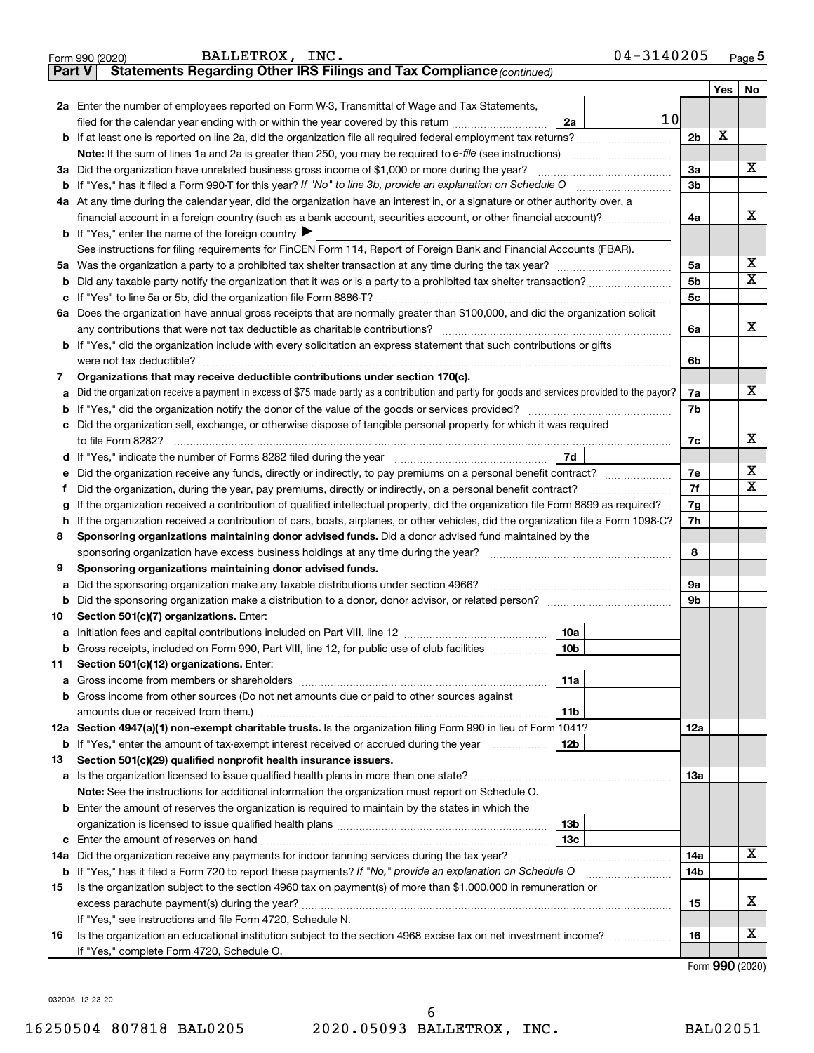Form 990 (2020) BALLETROX, INC. 04-3140205 Page **5**

**Part V Statements Regarding Other IRS Filings and Tax Compliance** *(continued)*

| | | | | Yes | No |
|---|---|---|---|---|---|
| **2a** | Enter the number of employees reported on Form W-3, Transmittal of Wage and Tax Statements, filed for the calendar year ending with or within the year covered by this return | 2a | 10 | | |
| **b** | If at least one is reported on line 2a, did the organization file all required federal employment tax returns? | | 2b | X | |
| | **Note:** If the sum of lines 1a and 2a is greater than 250, you may be required to *e-file* (see instructions) | | | | |
| **3a** | Did the organization have unrelated business gross income of $1,000 or more during the year? | | 3a | | X |
| **b** | If "Yes," has it filed a Form 990-T for this year? *If "No" to line 3b, provide an explanation on Schedule O* | | 3b | | |
| **4a** | At any time during the calendar year, did the organization have an interest in, or a signature or other authority over, a financial account in a foreign country (such as a bank account, securities account, or other financial account)? | | 4a | | X |
| **b** | If "Yes," enter the name of the foreign country ▶ | | | | |
| | See instructions for filing requirements for FinCEN Form 114, Report of Foreign Bank and Financial Accounts (FBAR). | | | | |
| **5a** | Was the organization a party to a prohibited tax shelter transaction at any time during the tax year? | | 5a | | X |
| **b** | Did any taxable party notify the organization that it was or is a party to a prohibited tax shelter transaction? | | 5b | | X |
| **c** | If "Yes" to line 5a or 5b, did the organization file Form 8886-T? | | 5c | | |
| **6a** | Does the organization have annual gross receipts that are normally greater than $100,000, and did the organization solicit any contributions that were not tax deductible as charitable contributions? | | 6a | | X |
| **b** | If "Yes," did the organization include with every solicitation an express statement that such contributions or gifts were not tax deductible? | | 6b | | |
| **7** | **Organizations that may receive deductible contributions under section 170(c).** | | | | |
| **a** | Did the organization receive a payment in excess of $75 made partly as a contribution and partly for goods and services provided to the payor? | | 7a | | X |
| **b** | If "Yes," did the organization notify the donor of the value of the goods or services provided? | | 7b | | |
| **c** | Did the organization sell, exchange, or otherwise dispose of tangible personal property for which it was required to file Form 8282? | | 7c | | X |
| **d** | If "Yes," indicate the number of Forms 8282 filed during the year | 7d | | | |
| **e** | Did the organization receive any funds, directly or indirectly, to pay premiums on a personal benefit contract? | | 7e | | X |
| **f** | Did the organization, during the year, pay premiums, directly or indirectly, on a personal benefit contract? | | 7f | | X |
| **g** | If the organization received a contribution of qualified intellectual property, did the organization file Form 8899 as required? | | 7g | | |
| **h** | If the organization received a contribution of cars, boats, airplanes, or other vehicles, did the organization file a Form 1098-C? | | 7h | | |
| **8** | **Sponsoring organizations maintaining donor advised funds.** Did a donor advised fund maintained by the sponsoring organization have excess business holdings at any time during the year? | | 8 | | |
| **9** | **Sponsoring organizations maintaining donor advised funds.** | | | | |
| **a** | Did the sponsoring organization make any taxable distributions under section 4966? | | 9a | | |
| **b** | Did the sponsoring organization make a distribution to a donor, donor advisor, or related person? | | 9b | | |
| **10** | **Section 501(c)(7) organizations.** Enter: | | | | |
| **a** | Initiation fees and capital contributions included on Part VIII, line 12 | 10a | | | |
| **b** | Gross receipts, included on Form 990, Part VIII, line 12, for public use of club facilities | 10b | | | |
| **11** | **Section 501(c)(12) organizations.** Enter: | | | | |
| **a** | Gross income from members or shareholders | 11a | | | |
| **b** | Gross income from other sources (Do not net amounts due or paid to other sources against amounts due or received from them.) | 11b | | | |
| **12a** | **Section 4947(a)(1) non-exempt charitable trusts.** Is the organization filing Form 990 in lieu of Form 1041? | | 12a | | |
| **b** | If "Yes," enter the amount of tax-exempt interest received or accrued during the year | 12b | | | |
| **13** | **Section 501(c)(29) qualified nonprofit health insurance issuers.** | | | | |
| **a** | Is the organization licensed to issue qualified health plans in more than one state? | | 13a | | |
| | **Note:** See the instructions for additional information the organization must report on Schedule O. | | | | |
| **b** | Enter the amount of reserves the organization is required to maintain by the states in which the organization is licensed to issue qualified health plans | 13b | | | |
| **c** | Enter the amount of reserves on hand | 13c | | | |
| **14a** | Did the organization receive any payments for indoor tanning services during the tax year? | | 14a | | X |
| **b** | If "Yes," has it filed a Form 720 to report these payments? *If "No," provide an explanation on Schedule O* | | 14b | | |
| **15** | Is the organization subject to the section 4960 tax on payment(s) of more than $1,000,000 in remuneration or excess parachute payment(s) during the year? | | 15 | | X |
| | If "Yes," see instructions and file Form 4720, Schedule N. | | | | |
| **16** | Is the organization an educational institution subject to the section 4968 excise tax on net investment income? | | 16 | | X |
| | If "Yes," complete Form 4720, Schedule O. | | | | |

Form **990** (2020)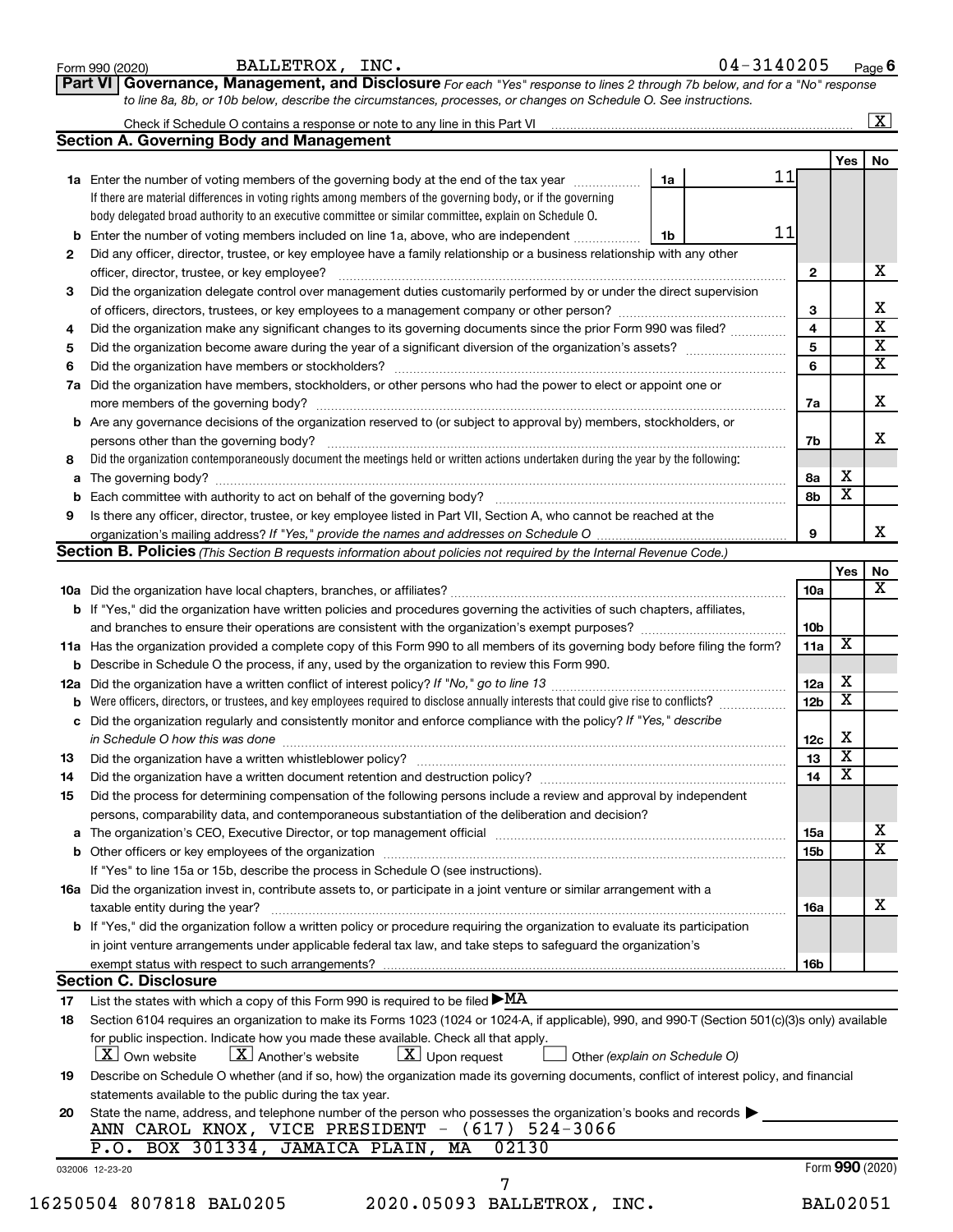Form 990 (2020) BALLETROX, INC. 04-3140205 Page 6

**Part VI Governance, Management, and Disclosure** *For each "Yes" response to lines 2 through 7b below, and for a "No" response to line 8a, 8b, or 10b below, describe the circumstances, processes, or changes on Schedule O. See instructions.*

Check if Schedule O contains a response or note to any line in this Part VI ..... [X]

## Section A. Governing Body and Management

| | | | | | Yes | No |
|---|---|---|---|---|---|---|
| 1a | Enter the number of voting members of the governing body at the end of the tax year. If there are material differences in voting rights among members of the governing body, or if the governing body delegated broad authority to an executive committee or similar committee, explain on Schedule O. | 1a | 11 | | | |
| b | Enter the number of voting members included on line 1a, above, who are independent | 1b | 11 | | | |
| 2 | Did any officer, director, trustee, or key employee have a family relationship or a business relationship with any other officer, director, trustee, or key employee? | | | 2 | | X |
| 3 | Did the organization delegate control over management duties customarily performed by or under the direct supervision of officers, directors, trustees, or key employees to a management company or other person? | | | 3 | | X |
| 4 | Did the organization make any significant changes to its governing documents since the prior Form 990 was filed? | | | 4 | | X |
| 5 | Did the organization become aware during the year of a significant diversion of the organization's assets? | | | 5 | | X |
| 6 | Did the organization have members or stockholders? | | | 6 | | X |
| 7a | Did the organization have members, stockholders, or other persons who had the power to elect or appoint one or more members of the governing body? | | | 7a | | X |
| b | Are any governance decisions of the organization reserved to (or subject to approval by) members, stockholders, or persons other than the governing body? | | | 7b | | X |
| 8 | Did the organization contemporaneously document the meetings held or written actions undertaken during the year by the following: | | | | | |
| a | The governing body? | | | 8a | X | |
| b | Each committee with authority to act on behalf of the governing body? | | | 8b | X | |
| 9 | Is there any officer, director, trustee, or key employee listed in Part VII, Section A, who cannot be reached at the organization's mailing address? *If "Yes," provide the names and addresses on Schedule O* | | | 9 | | X |

## Section B. Policies *(This Section B requests information about policies not required by the Internal Revenue Code.)*

| | | | Yes | No |
|---|---|---|---|---|
| 10a | Did the organization have local chapters, branches, or affiliates? | 10a | | X |
| b | If "Yes," did the organization have written policies and procedures governing the activities of such chapters, affiliates, and branches to ensure their operations are consistent with the organization's exempt purposes? | 10b | | |
| 11a | Has the organization provided a complete copy of this Form 990 to all members of its governing body before filing the form? | 11a | X | |
| b | Describe in Schedule O the process, if any, used by the organization to review this Form 990. | | | |
| 12a | Did the organization have a written conflict of interest policy? *If "No," go to line 13* | 12a | X | |
| b | Were officers, directors, or trustees, and key employees required to disclose annually interests that could give rise to conflicts? | 12b | X | |
| c | Did the organization regularly and consistently monitor and enforce compliance with the policy? *If "Yes," describe in Schedule O how this was done* | 12c | X | |
| 13 | Did the organization have a written whistleblower policy? | 13 | X | |
| 14 | Did the organization have a written document retention and destruction policy? | 14 | X | |
| 15 | Did the process for determining compensation of the following persons include a review and approval by independent persons, comparability data, and contemporaneous substantiation of the deliberation and decision? | | | |
| a | The organization's CEO, Executive Director, or top management official | 15a | | X |
| b | Other officers or key employees of the organization | 15b | | X |
| | If "Yes" to line 15a or 15b, describe the process in Schedule O (see instructions). | | | |
| 16a | Did the organization invest in, contribute assets to, or participate in a joint venture or similar arrangement with a taxable entity during the year? | 16a | | X |
| b | If "Yes," did the organization follow a written policy or procedure requiring the organization to evaluate its participation in joint venture arrangements under applicable federal tax law, and take steps to safeguard the organization's exempt status with respect to such arrangements? | 16b | | |

## Section C. Disclosure

17 List the states with which a copy of this Form 990 is required to be filed ▶ MA

18 Section 6104 requires an organization to make its Forms 1023 (1024 or 1024-A, if applicable), 990, and 990-T (Section 501(c)(3)s only) available for public inspection. Indicate how you made these available. Check all that apply.

[X] Own website [X] Another's website [X] Upon request [ ] Other *(explain on Schedule O)*

19 Describe on Schedule O whether (and if so, how) the organization made its governing documents, conflict of interest policy, and financial statements available to the public during the tax year.

20 State the name, address, and telephone number of the person who possesses the organization's books and records ▶

ANN CAROL KNOX, VICE PRESIDENT - (617) 524-3066
P.O. BOX 301334, JAMAICA PLAIN, MA 02130

032006 12-23-20 Form **990** (2020)

16250504 807818 BAL0205 2020.05093 BALLETROX, INC. BAL02051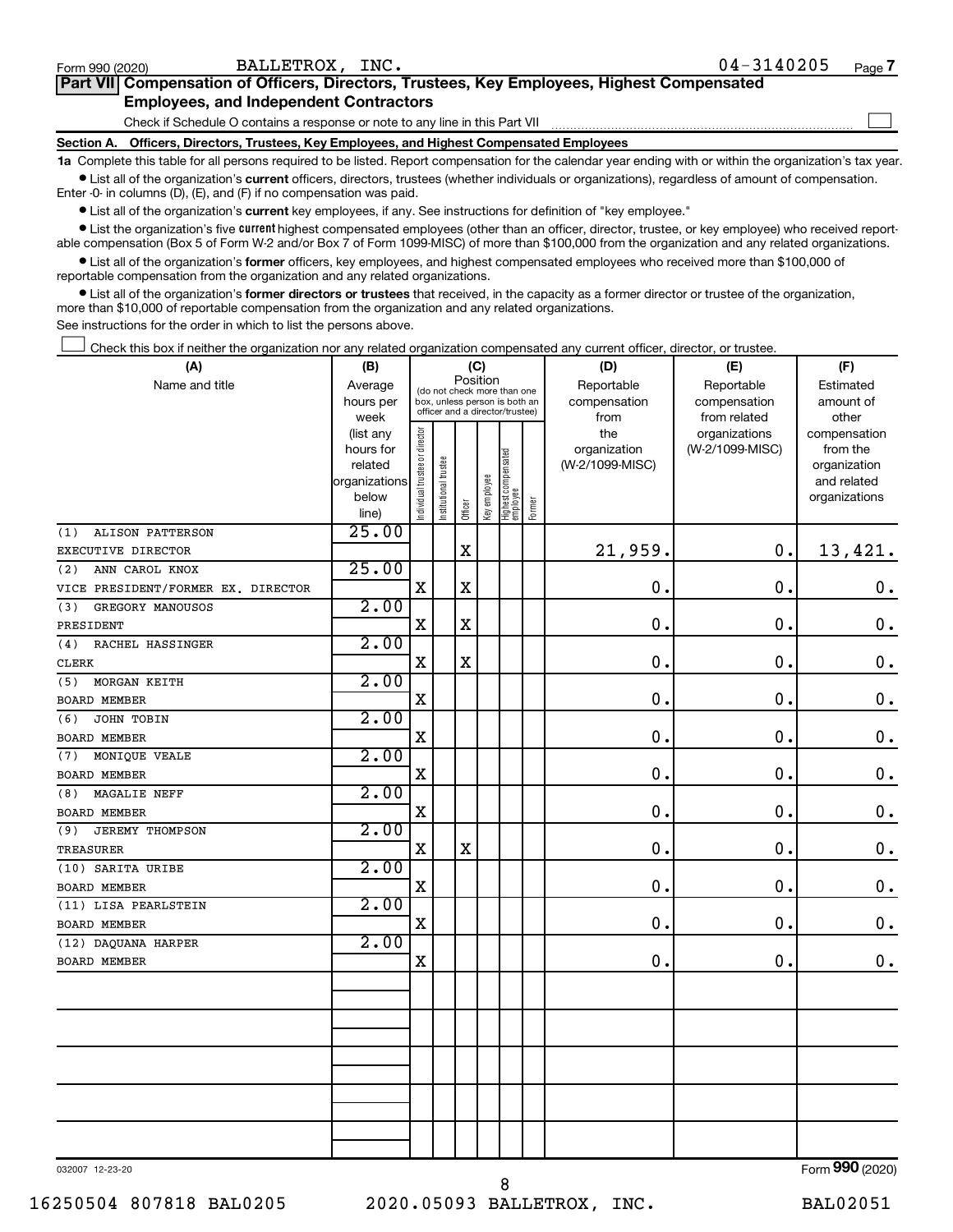Form 990 (2020) BALLETROX, INC. 04-3140205 Page 7

**Part VII Compensation of Officers, Directors, Trustees, Key Employees, Highest Compensated Employees, and Independent Contractors**

Check if Schedule O contains a response or note to any line in this Part VII

**Section A. Officers, Directors, Trustees, Key Employees, and Highest Compensated Employees**

**1a** Complete this table for all persons required to be listed. Report compensation for the calendar year ending with or within the organization's tax year.

- List all of the organization's **current** officers, directors, trustees (whether individuals or organizations), regardless of amount of compensation. Enter -0- in columns (D), (E), and (F) if no compensation was paid.
- List all of the organization's **current** key employees, if any. See instructions for definition of "key employee."
- List the organization's five **current** highest compensated employees (other than an officer, director, trustee, or key employee) who received reportable compensation (Box 5 of Form W-2 and/or Box 7 of Form 1099-MISC) of more than $100,000 from the organization and any related organizations.
- List all of the organization's **former** officers, key employees, and highest compensated employees who received more than $100,000 of reportable compensation from the organization and any related organizations.
- List all of the organization's **former directors or trustees** that received, in the capacity as a former director or trustee of the organization, more than $10,000 of reportable compensation from the organization and any related organizations.

See instructions for the order in which to list the persons above.

Check this box if neither the organization nor any related organization compensated any current officer, director, or trustee.

| (A) Name and title | (B) Average hours per week (list any hours for related organizations below line) | (C) Position: Individual trustee or director | Institutional trustee | Officer | Key employee | Highest compensated employee | Former | (D) Reportable compensation from the organization (W-2/1099-MISC) | (E) Reportable compensation from related organizations (W-2/1099-MISC) | (F) Estimated amount of other compensation from the organization and related organizations |
|---|---|---|---|---|---|---|---|---|---|---|
| (1) ALISON PATTERSON<br>EXECUTIVE DIRECTOR | 25.00 | | | X | | | | 21,959. | 0. | 13,421. |
| (2) ANN CAROL KNOX<br>VICE PRESIDENT/FORMER EX. DIRECTOR | 25.00 | X | | X | | | | 0. | 0. | 0. |
| (3) GREGORY MANOUSOS<br>PRESIDENT | 2.00 | X | | X | | | | 0. | 0. | 0. |
| (4) RACHEL HASSINGER<br>CLERK | 2.00 | X | | X | | | | 0. | 0. | 0. |
| (5) MORGAN KEITH<br>BOARD MEMBER | 2.00 | X | | | | | | 0. | 0. | 0. |
| (6) JOHN TOBIN<br>BOARD MEMBER | 2.00 | X | | | | | | 0. | 0. | 0. |
| (7) MONIQUE VEALE<br>BOARD MEMBER | 2.00 | X | | | | | | 0. | 0. | 0. |
| (8) MAGALIE NEFF<br>BOARD MEMBER | 2.00 | X | | | | | | 0. | 0. | 0. |
| (9) JEREMY THOMPSON<br>TREASURER | 2.00 | X | | X | | | | 0. | 0. | 0. |
| (10) SARITA URIBE<br>BOARD MEMBER | 2.00 | X | | | | | | 0. | 0. | 0. |
| (11) LISA PEARLSTEIN<br>BOARD MEMBER | 2.00 | X | | | | | | 0. | 0. | 0. |
| (12) DAQUANA HARPER<br>BOARD MEMBER | 2.00 | X | | | | | | 0. | 0. | 0. |

032007 12-23-20 Form 990 (2020)

16250504 807818 BAL0205 2020.05093 BALLETROX, INC. BAL02051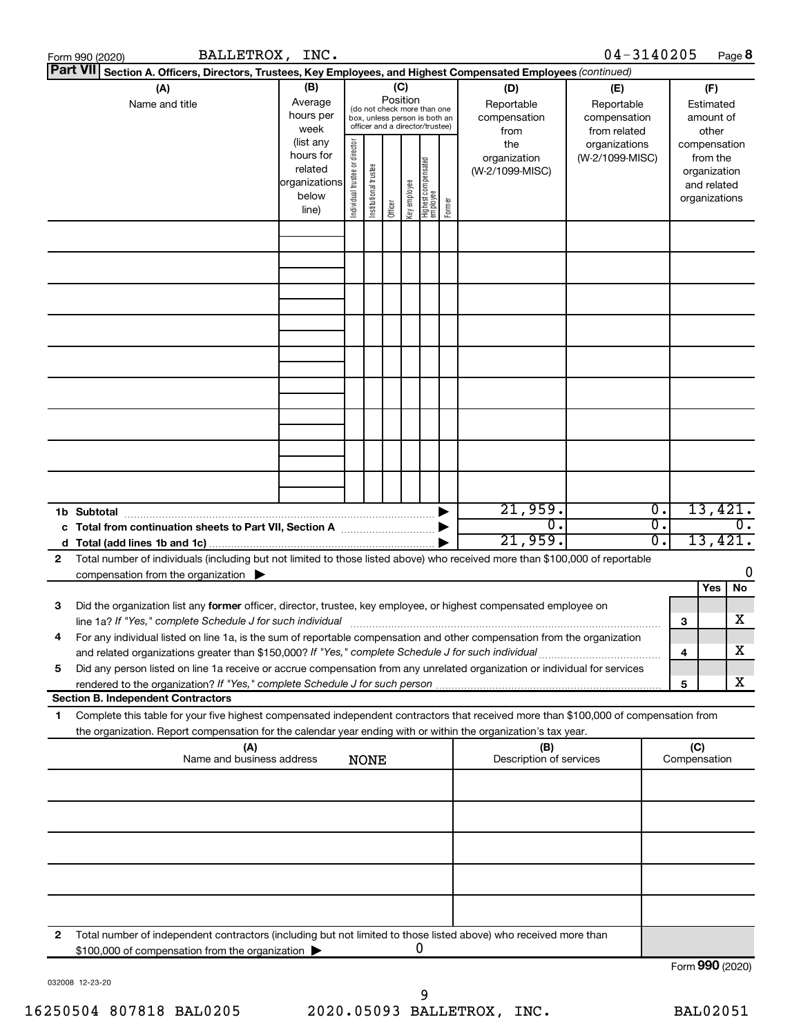Form 990 (2020) BALLETROX, INC. 04-3140205 Page **8**

**Part VII** **Section A. Officers, Directors, Trustees, Key Employees, and Highest Compensated Employees** *(continued)*

| (A) Name and title | (B) Average hours per week (list any hours for related organizations below line) | (C) Position (do not check more than one box, unless person is both an officer and a director/trustee): Individual trustee or director | Institutional trustee | Officer | Key employee | Highest compensated employee | Former | (D) Reportable compensation from the organization (W-2/1099-MISC) | (E) Reportable compensation from related organizations (W-2/1099-MISC) | (F) Estimated amount of other compensation from the organization and related organizations |
|---|---|---|---|---|---|---|---|---|---|---|
| | | | | | | | | | | |
| | | | | | | | | | | |
| | | | | | | | | | | |
| | | | | | | | | | | |
| | | | | | | | | | | |
| | | | | | | | | | | |
| | | | | | | | | | | |
| | | | | | | | | | | |
| | | | | | | | | | | |
| **1b Subtotal** | | | | | | | ▶ | 21,959. | 0. | 13,421. |
| **c Total from continuation sheets to Part VII, Section A** | | | | | | | ▶ | 0. | 0. | 0. |
| **d Total (add lines 1b and 1c)** | | | | | | | ▶ | 21,959. | 0. | 13,421. |

**2** Total number of individuals (including but not limited to those listed above) who received more than $100,000 of reportable compensation from the organization ▶ 0

| | | | Yes | No |
|---|---|---|---|---|
| **3** | Did the organization list any **former** officer, director, trustee, key employee, or highest compensated employee on line 1a? *If "Yes," complete Schedule J for such individual* | 3 | | X |
| **4** | For any individual listed on line 1a, is the sum of reportable compensation and other compensation from the organization and related organizations greater than $150,000? *If "Yes," complete Schedule J for such individual* | 4 | | X |
| **5** | Did any person listed on line 1a receive or accrue compensation from any unrelated organization or individual for services rendered to the organization? *If "Yes," complete Schedule J for such person* | 5 | | X |

**Section B. Independent Contractors**

**1** Complete this table for your five highest compensated independent contractors that received more than $100,000 of compensation from the organization. Report compensation for the calendar year ending with or within the organization's tax year.

| (A) Name and business address NONE | (B) Description of services | (C) Compensation |
|---|---|---|
| | | |
| | | |
| | | |
| | | |
| | | |

**2** Total number of independent contractors (including but not limited to those listed above) who received more than $100,000 of compensation from the organization ▶ 0

Form **990** (2020)

032008 12-23-20

16250504 807818 BAL0205 2020.05093 BALLETROX, INC. BAL02051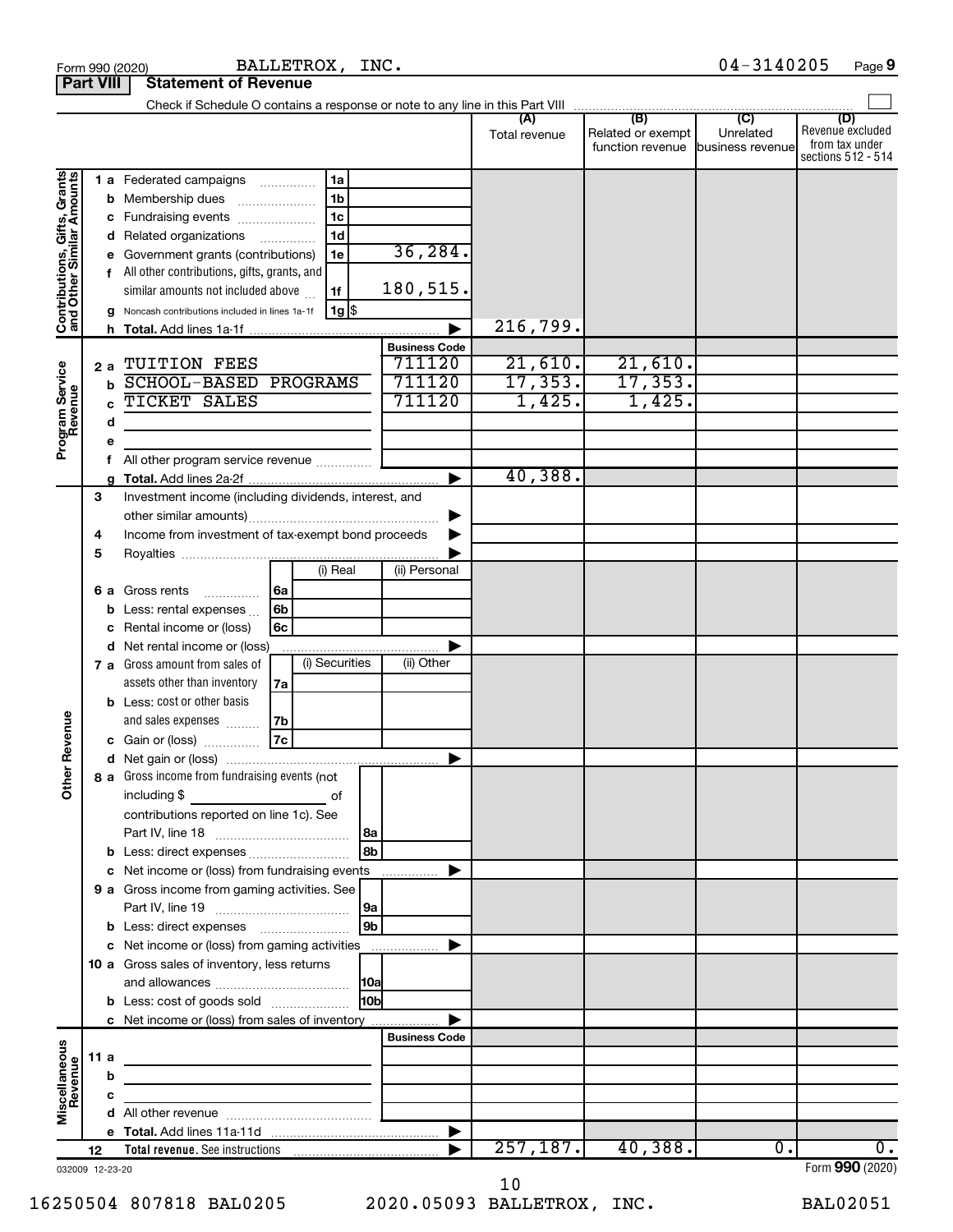Form 990 (2020) BALLETROX, INC. 04-3140205 Page 9

**Part VIII Statement of Revenue**

Check if Schedule O contains a response or note to any line in this Part VIII ☐

| | | | | (A) Total revenue | (B) Related or exempt function revenue | (C) Unrelated business revenue | (D) Revenue excluded from tax under sections 512 - 514 |
|---|---|---|---|---|---|---|---|
| **Contributions, Gifts, Grants and Other Similar Amounts** | 1 a Federated campaigns | 1a | | | | | |
| | b Membership dues | 1b | | | | | |
| | c Fundraising events | 1c | | | | | |
| | d Related organizations | 1d | | | | | |
| | e Government grants (contributions) | 1e | 36,284. | | | | |
| | f All other contributions, gifts, grants, and similar amounts not included above | 1f | 180,515. | | | | |
| | g Noncash contributions included in lines 1a-1f | 1g | $ | | | | |
| | h **Total.** Add lines 1a-1f | | ▶ | 216,799. | | | |
| **Program Service Revenue** | | | **Business Code** | | | | |
| | 2 a TUITION FEES | | 711120 | 21,610. | 21,610. | | |
| | b SCHOOL-BASED PROGRAMS | | 711120 | 17,353. | 17,353. | | |
| | c TICKET SALES | | 711120 | 1,425. | 1,425. | | |
| | d | | | | | | |
| | e | | | | | | |
| | f All other program service revenue | | | | | | |
| | g **Total.** Add lines 2a-2f | | ▶ | 40,388. | | | |
| **Other Revenue** | 3 Investment income (including dividends, interest, and other similar amounts) | | ▶ | | | | |
| | 4 Income from investment of tax-exempt bond proceeds | | ▶ | | | | |
| | 5 Royalties | | ▶ | | | | |
| | | (i) Real | (ii) Personal | | | | |
| | 6 a Gross rents 6a | | | | | | |
| | b Less: rental expenses 6b | | | | | | |
| | c Rental income or (loss) 6c | | | | | | |
| | d Net rental income or (loss) | | ▶ | | | | |
| | | (i) Securities | (ii) Other | | | | |
| | 7 a Gross amount from sales of assets other than inventory 7a | | | | | | |
| | b Less: cost or other basis and sales expenses 7b | | | | | | |
| | c Gain or (loss) 7c | | | | | | |
| | d Net gain or (loss) | | ▶ | | | | |
| | 8 a Gross income from fundraising events (not including $ ______ of contributions reported on line 1c). See Part IV, line 18 | 8a | | | | | |
| | b Less: direct expenses | 8b | | | | | |
| | c Net income or (loss) from fundraising events | | ▶ | | | | |
| | 9 a Gross income from gaming activities. See Part IV, line 19 | 9a | | | | | |
| | b Less: direct expenses | 9b | | | | | |
| | c Net income or (loss) from gaming activities | | ▶ | | | | |
| | 10 a Gross sales of inventory, less returns and allowances | 10a | | | | | |
| | b Less: cost of goods sold | 10b | | | | | |
| | c Net income or (loss) from sales of inventory | | ▶ | | | | |
| **Miscellaneous Revenue** | | | **Business Code** | | | | |
| | 11 a | | | | | | |
| | b | | | | | | |
| | c | | | | | | |
| | d All other revenue | | | | | | |
| | e **Total.** Add lines 11a-11d | | ▶ | | | | |
| | 12 **Total revenue.** See instructions | | ▶ | 257,187. | 40,388. | 0. | 0. |

032009 12-23-20 Form **990** (2020)

16250504 807818 BAL0205 2020.05093 BALLETROX, INC. BAL02051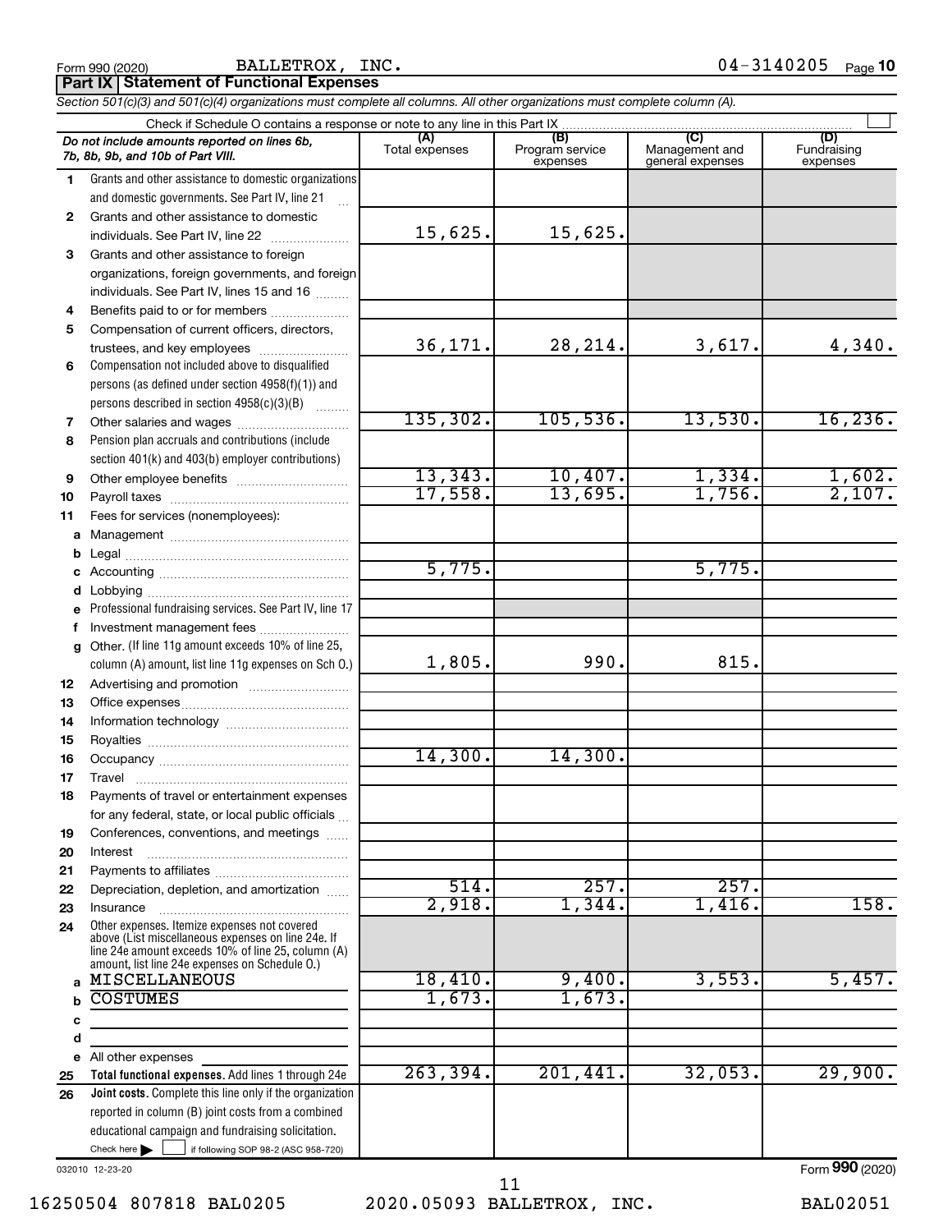Form 990 (2020) BALLETROX, INC. 04-3140205 Page 10

**Part IX Statement of Functional Expenses**

*Section 501(c)(3) and 501(c)(4) organizations must complete all columns. All other organizations must complete column (A).*

Check if Schedule O contains a response or note to any line in this Part IX

| *Do not include amounts reported on lines 6b, 7b, 8b, 9b, and 10b of Part VIII.* | (A) Total expenses | (B) Program service expenses | (C) Management and general expenses | (D) Fundraising expenses |
|---|---|---|---|---|
| 1 Grants and other assistance to domestic organizations and domestic governments. See Part IV, line 21 | | | | |
| 2 Grants and other assistance to domestic individuals. See Part IV, line 22 | 15,625. | 15,625. | | |
| 3 Grants and other assistance to foreign organizations, foreign governments, and foreign individuals. See Part IV, lines 15 and 16 | | | | |
| 4 Benefits paid to or for members | | | | |
| 5 Compensation of current officers, directors, trustees, and key employees | 36,171. | 28,214. | 3,617. | 4,340. |
| 6 Compensation not included above to disqualified persons (as defined under section 4958(f)(1)) and persons described in section 4958(c)(3)(B) | | | | |
| 7 Other salaries and wages | 135,302. | 105,536. | 13,530. | 16,236. |
| 8 Pension plan accruals and contributions (include section 401(k) and 403(b) employer contributions) | | | | |
| 9 Other employee benefits | 13,343. | 10,407. | 1,334. | 1,602. |
| 10 Payroll taxes | 17,558. | 13,695. | 1,756. | 2,107. |
| 11 Fees for services (nonemployees): | | | | |
| a Management | | | | |
| b Legal | | | | |
| c Accounting | 5,775. | | 5,775. | |
| d Lobbying | | | | |
| e Professional fundraising services. See Part IV, line 17 | | | | |
| f Investment management fees | | | | |
| g Other. (If line 11g amount exceeds 10% of line 25, column (A) amount, list line 11g expenses on Sch O.) | 1,805. | 990. | 815. | |
| 12 Advertising and promotion | | | | |
| 13 Office expenses | | | | |
| 14 Information technology | | | | |
| 15 Royalties | | | | |
| 16 Occupancy | 14,300. | 14,300. | | |
| 17 Travel | | | | |
| 18 Payments of travel or entertainment expenses for any federal, state, or local public officials | | | | |
| 19 Conferences, conventions, and meetings | | | | |
| 20 Interest | | | | |
| 21 Payments to affiliates | | | | |
| 22 Depreciation, depletion, and amortization | 514. | 257. | 257. | |
| 23 Insurance | 2,918. | 1,344. | 1,416. | 158. |
| 24 Other expenses. Itemize expenses not covered above (List miscellaneous expenses on line 24e. If line 24e amount exceeds 10% of line 25, column (A) amount, list line 24e expenses on Schedule O.) | | | | |
| a MISCELLANEOUS | 18,410. | 9,400. | 3,553. | 5,457. |
| b COSTUMES | 1,673. | 1,673. | | |
| c | | | | |
| d | | | | |
| e All other expenses | | | | |
| 25 **Total functional expenses.** Add lines 1 through 24e | 263,394. | 201,441. | 32,053. | 29,900. |
| 26 **Joint costs.** Complete this line only if the organization reported in column (B) joint costs from a combined educational campaign and fundraising solicitation. Check here ☐ if following SOP 98-2 (ASC 958-720) | | | | |

032010 12-23-20

Form **990** (2020)

16250504 807818 BAL0205 2020.05093 BALLETROX, INC. BAL02051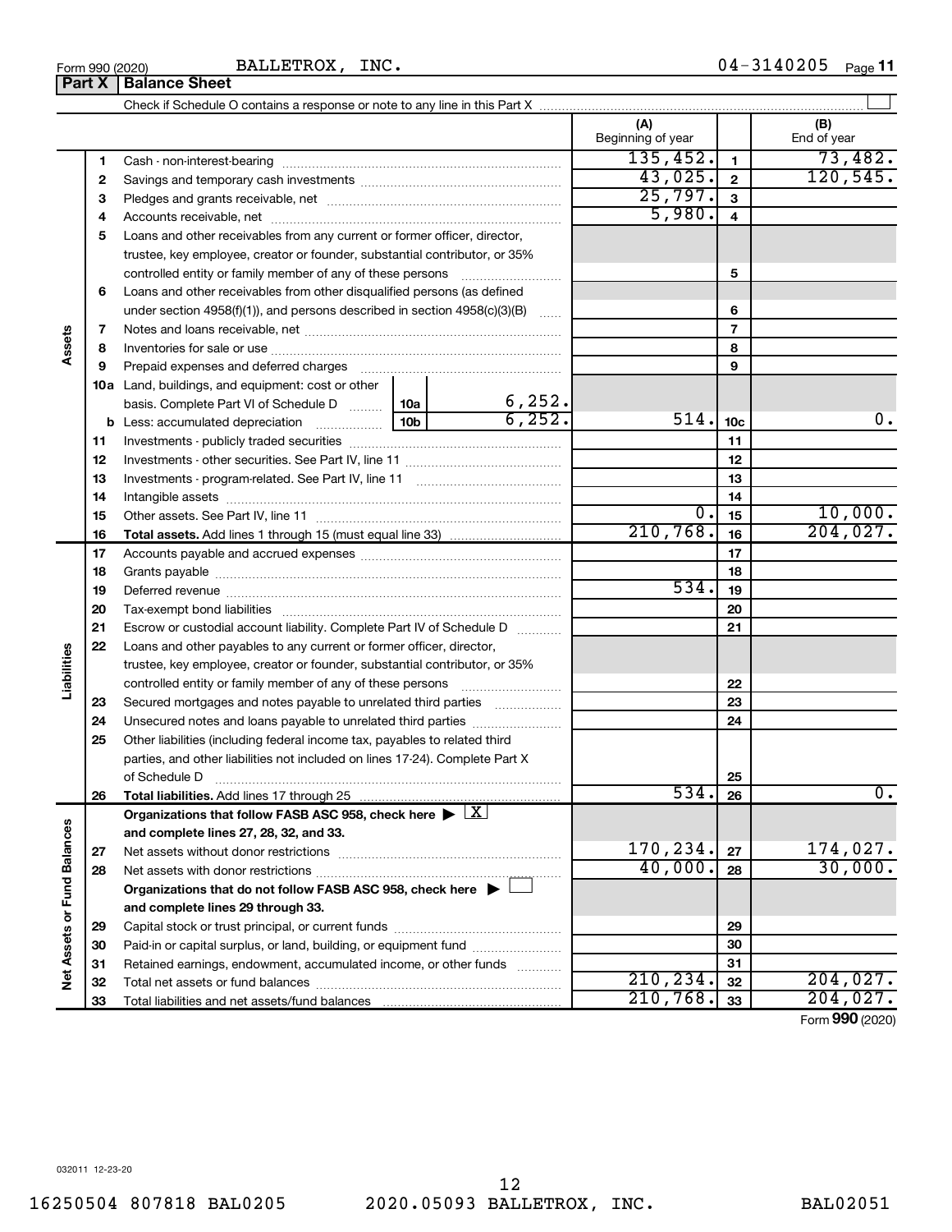Form 990 (2020) BALLETROX, INC. 04-3140205 Page 11

**Part X Balance Sheet**

Check if Schedule O contains a response or note to any line in this Part X ☐

| Section | Line | Description | | | (A) Beginning of year | | (B) End of year |
|---|---|---|---|---|---|---|---|
| Assets | 1 | Cash - non-interest-bearing | | | 135,452. | 1 | 73,482. |
| | 2 | Savings and temporary cash investments | | | 43,025. | 2 | 120,545. |
| | 3 | Pledges and grants receivable, net | | | 25,797. | 3 | |
| | 4 | Accounts receivable, net | | | 5,980. | 4 | |
| | 5 | Loans and other receivables from any current or former officer, director, trustee, key employee, creator or founder, substantial contributor, or 35% controlled entity or family member of any of these persons | | | | 5 | |
| | 6 | Loans and other receivables from other disqualified persons (as defined under section 4958(f)(1)), and persons described in section 4958(c)(3)(B) | | | | 6 | |
| | 7 | Notes and loans receivable, net | | | | 7 | |
| | 8 | Inventories for sale or use | | | | 8 | |
| | 9 | Prepaid expenses and deferred charges | | | | 9 | |
| | 10a | Land, buildings, and equipment: cost or other basis. Complete Part VI of Schedule D | 10a | 6,252. | | | |
| | b | Less: accumulated depreciation | 10b | 6,252. | 514. | 10c | 0. |
| | 11 | Investments - publicly traded securities | | | | 11 | |
| | 12 | Investments - other securities. See Part IV, line 11 | | | | 12 | |
| | 13 | Investments - program-related. See Part IV, line 11 | | | | 13 | |
| | 14 | Intangible assets | | | | 14 | |
| | 15 | Other assets. See Part IV, line 11 | | | 0. | 15 | 10,000. |
| | 16 | **Total assets.** Add lines 1 through 15 (must equal line 33) | | | 210,768. | 16 | 204,027. |
| Liabilities | 17 | Accounts payable and accrued expenses | | | | 17 | |
| | 18 | Grants payable | | | | 18 | |
| | 19 | Deferred revenue | | | 534. | 19 | |
| | 20 | Tax-exempt bond liabilities | | | | 20 | |
| | 21 | Escrow or custodial account liability. Complete Part IV of Schedule D | | | | 21 | |
| | 22 | Loans and other payables to any current or former officer, director, trustee, key employee, creator or founder, substantial contributor, or 35% controlled entity or family member of any of these persons | | | | 22 | |
| | 23 | Secured mortgages and notes payable to unrelated third parties | | | | 23 | |
| | 24 | Unsecured notes and loans payable to unrelated third parties | | | | 24 | |
| | 25 | Other liabilities (including federal income tax, payables to related third parties, and other liabilities not included on lines 17-24). Complete Part X of Schedule D | | | | 25 | |
| | 26 | **Total liabilities.** Add lines 17 through 25 | | | 534. | 26 | 0. |
| Net Assets or Fund Balances | | **Organizations that follow FASB ASC 958, check here ▶ ☒ and complete lines 27, 28, 32, and 33.** | | | | | |
| | 27 | Net assets without donor restrictions | | | 170,234. | 27 | 174,027. |
| | 28 | Net assets with donor restrictions | | | 40,000. | 28 | 30,000. |
| | | **Organizations that do not follow FASB ASC 958, check here ▶ ☐ and complete lines 29 through 33.** | | | | | |
| | 29 | Capital stock or trust principal, or current funds | | | | 29 | |
| | 30 | Paid-in or capital surplus, or land, building, or equipment fund | | | | 30 | |
| | 31 | Retained earnings, endowment, accumulated income, or other funds | | | | 31 | |
| | 32 | Total net assets or fund balances | | | 210,234. | 32 | 204,027. |
| | 33 | Total liabilities and net assets/fund balances | | | 210,768. | 33 | 204,027. |

Form **990** (2020)

032011 12-23-20

16250504 807818 BAL0205 2020.05093 BALLETROX, INC. BAL02051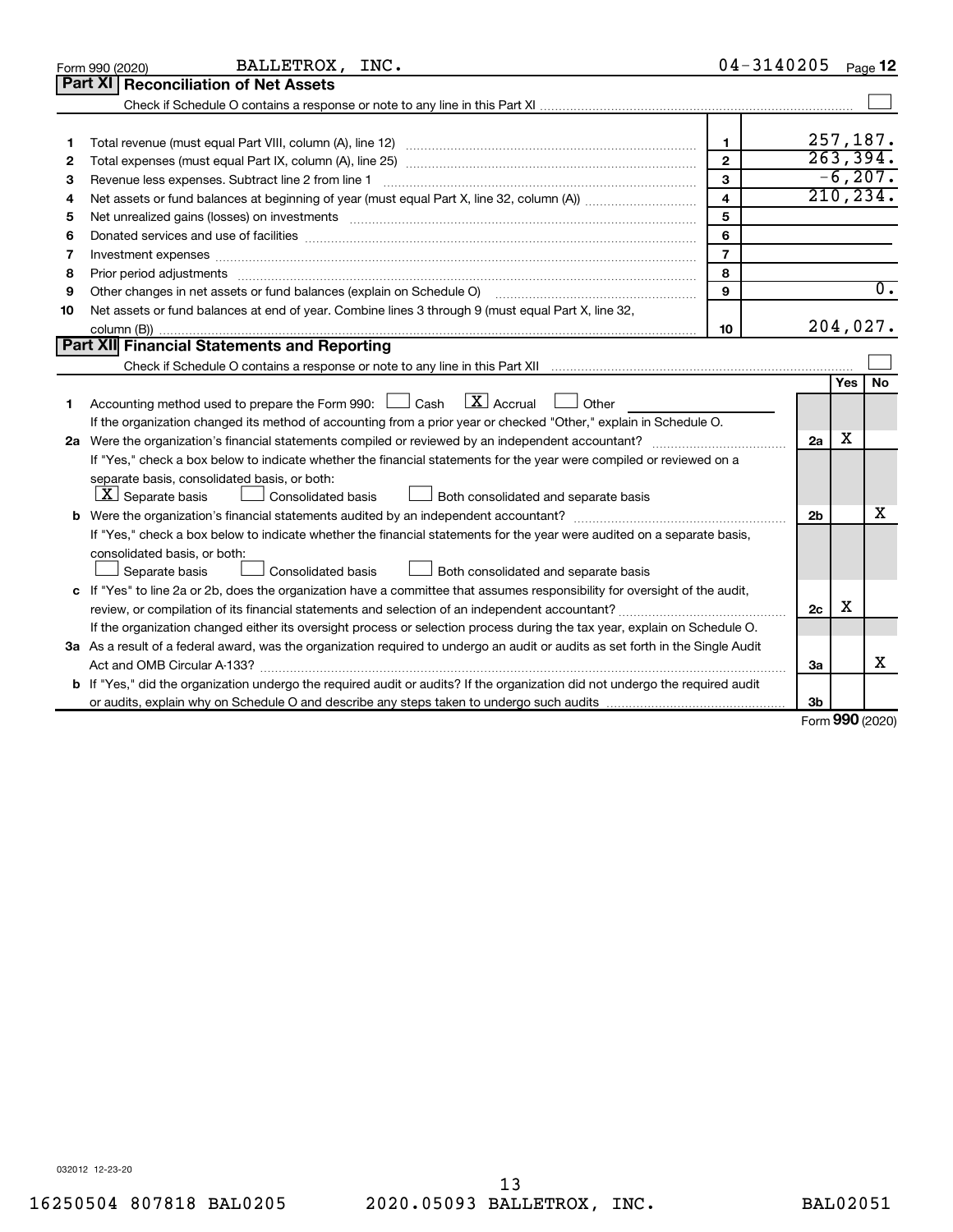Form 990 (2020) BALLETROX, INC. 04-3140205 Page 12

## Part XI Reconciliation of Net Assets

Check if Schedule O contains a response or note to any line in this Part XI ☐

| | | | |
|---|---|---|---|
| 1 | Total revenue (must equal Part VIII, column (A), line 12) | 1 | 257,187. |
| 2 | Total expenses (must equal Part IX, column (A), line 25) | 2 | 263,394. |
| 3 | Revenue less expenses. Subtract line 2 from line 1 | 3 | -6,207. |
| 4 | Net assets or fund balances at beginning of year (must equal Part X, line 32, column (A)) | 4 | 210,234. |
| 5 | Net unrealized gains (losses) on investments | 5 | |
| 6 | Donated services and use of facilities | 6 | |
| 7 | Investment expenses | 7 | |
| 8 | Prior period adjustments | 8 | |
| 9 | Other changes in net assets or fund balances (explain on Schedule O) | 9 | 0. |
| 10 | Net assets or fund balances at end of year. Combine lines 3 through 9 (must equal Part X, line 32, column (B)) | 10 | 204,027. |

## Part XII Financial Statements and Reporting

Check if Schedule O contains a response or note to any line in this Part XII ☐

| | | | Yes | No |
|---|---|---|---|---|
| 1 | Accounting method used to prepare the Form 990: ☐ Cash ☒ Accrual ☐ Other<br>If the organization changed its method of accounting from a prior year or checked "Other," explain in Schedule O. | | | |
| 2a | Were the organization's financial statements compiled or reviewed by an independent accountant? | 2a | X | |
| | If "Yes," check a box below to indicate whether the financial statements for the year were compiled or reviewed on a separate basis, consolidated basis, or both:<br>☒ Separate basis ☐ Consolidated basis ☐ Both consolidated and separate basis | | | |
| b | Were the organization's financial statements audited by an independent accountant? | 2b | | X |
| | If "Yes," check a box below to indicate whether the financial statements for the year were audited on a separate basis, consolidated basis, or both:<br>☐ Separate basis ☐ Consolidated basis ☐ Both consolidated and separate basis | | | |
| c | If "Yes" to line 2a or 2b, does the organization have a committee that assumes responsibility for oversight of the audit, review, or compilation of its financial statements and selection of an independent accountant? | 2c | X | |
| | If the organization changed either its oversight process or selection process during the tax year, explain on Schedule O. | | | |
| 3a | As a result of a federal award, was the organization required to undergo an audit or audits as set forth in the Single Audit Act and OMB Circular A-133? | 3a | | X |
| b | If "Yes," did the organization undergo the required audit or audits? If the organization did not undergo the required audit or audits, explain why on Schedule O and describe any steps taken to undergo such audits | 3b | | |

Form 990 (2020)

032012 12-23-20

16250504 807818 BAL0205 2020.05093 BALLETROX, INC. BAL02051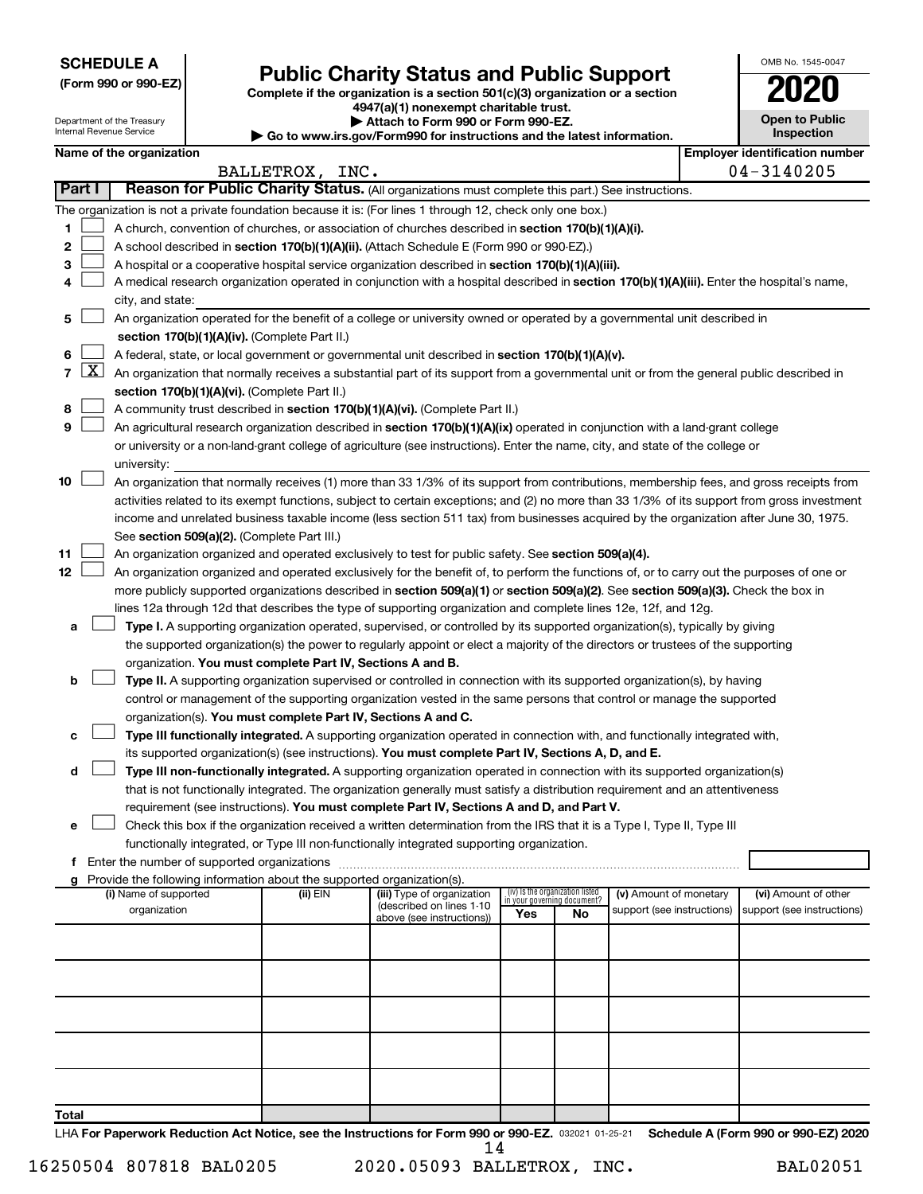**SCHEDULE A**
**(Form 990 or 990-EZ)**

Department of the Treasury
Internal Revenue Service

# Public Charity Status and Public Support

**Complete if the organization is a section 501(c)(3) organization or a section 4947(a)(1) nonexempt charitable trust.**
**▶ Attach to Form 990 or Form 990-EZ.**
**▶ Go to www.irs.gov/Form990 for instructions and the latest information.**

OMB No. 1545-0047
**2020**
**Open to Public Inspection**

**Name of the organization:** BALLETROX, INC.
**Employer identification number:** 04-3140205

**Part I — Reason for Public Charity Status.** (All organizations must complete this part.) See instructions.

The organization is not a private foundation because it is: (For lines 1 through 12, check only one box.)

1. ☐ A church, convention of churches, or association of churches described in **section 170(b)(1)(A)(i).**
2. ☐ A school described in **section 170(b)(1)(A)(ii).** (Attach Schedule E (Form 990 or 990-EZ).)
3. ☐ A hospital or a cooperative hospital service organization described in **section 170(b)(1)(A)(iii).**
4. ☐ A medical research organization operated in conjunction with a hospital described in **section 170(b)(1)(A)(iii).** Enter the hospital's name, city, and state:
5. ☐ An organization operated for the benefit of a college or university owned or operated by a governmental unit described in **section 170(b)(1)(A)(iv).** (Complete Part II.)
6. ☐ A federal, state, or local government or governmental unit described in **section 170(b)(1)(A)(v).**
7. ☒ An organization that normally receives a substantial part of its support from a governmental unit or from the general public described in **section 170(b)(1)(A)(vi).** (Complete Part II.)
8. ☐ A community trust described in **section 170(b)(1)(A)(vi).** (Complete Part II.)
9. ☐ An agricultural research organization described in **section 170(b)(1)(A)(ix)** operated in conjunction with a land-grant college or university or a non-land-grant college of agriculture (see instructions). Enter the name, city, and state of the college or university:
10. ☐ An organization that normally receives (1) more than 33 1/3% of its support from contributions, membership fees, and gross receipts from activities related to its exempt functions, subject to certain exceptions; and (2) no more than 33 1/3% of its support from gross investment income and unrelated business taxable income (less section 511 tax) from businesses acquired by the organization after June 30, 1975. See **section 509(a)(2).** (Complete Part III.)
11. ☐ An organization organized and operated exclusively to test for public safety. See **section 509(a)(4).**
12. ☐ An organization organized and operated exclusively for the benefit of, to perform the functions of, or to carry out the purposes of one or more publicly supported organizations described in **section 509(a)(1)** or **section 509(a)(2)**. See **section 509(a)(3).** Check the box in lines 12a through 12d that describes the type of supporting organization and complete lines 12e, 12f, and 12g.
   - **a** ☐ **Type I.** A supporting organization operated, supervised, or controlled by its supported organization(s), typically by giving the supported organization(s) the power to regularly appoint or elect a majority of the directors or trustees of the supporting organization. **You must complete Part IV, Sections A and B.**
   - **b** ☐ **Type II.** A supporting organization supervised or controlled in connection with its supported organization(s), by having control or management of the supporting organization vested in the same persons that control or manage the supported organization(s). **You must complete Part IV, Sections A and C.**
   - **c** ☐ **Type III functionally integrated.** A supporting organization operated in connection with, and functionally integrated with, its supported organization(s) (see instructions). **You must complete Part IV, Sections A, D, and E.**
   - **d** ☐ **Type III non-functionally integrated.** A supporting organization operated in connection with its supported organization(s) that is not functionally integrated. The organization generally must satisfy a distribution requirement and an attentiveness requirement (see instructions). **You must complete Part IV, Sections A and D, and Part V.**
   - **e** ☐ Check this box if the organization received a written determination from the IRS that it is a Type I, Type II, Type III functionally integrated, or Type III non-functionally integrated supporting organization.
   - **f** Enter the number of supported organizations
   - **g** Provide the following information about the supported organization(s).

| (i) Name of supported organization | (ii) EIN | (iii) Type of organization (described on lines 1-10 above (see instructions)) | (iv) Is the organization listed in your governing document? Yes | No | (v) Amount of monetary support (see instructions) | (vi) Amount of other support (see instructions) |
|---|---|---|---|---|---|---|
| | | | | | | |
| | | | | | | |
| | | | | | | |
| | | | | | | |
| | | | | | | |
| **Total** | | | | | | |

LHA **For Paperwork Reduction Act Notice, see the Instructions for Form 990 or 990-EZ.** 032021 01-25-21 **Schedule A (Form 990 or 990-EZ) 2020**

16250504 807818 BAL0205 2020.05093 BALLETROX, INC. BAL02051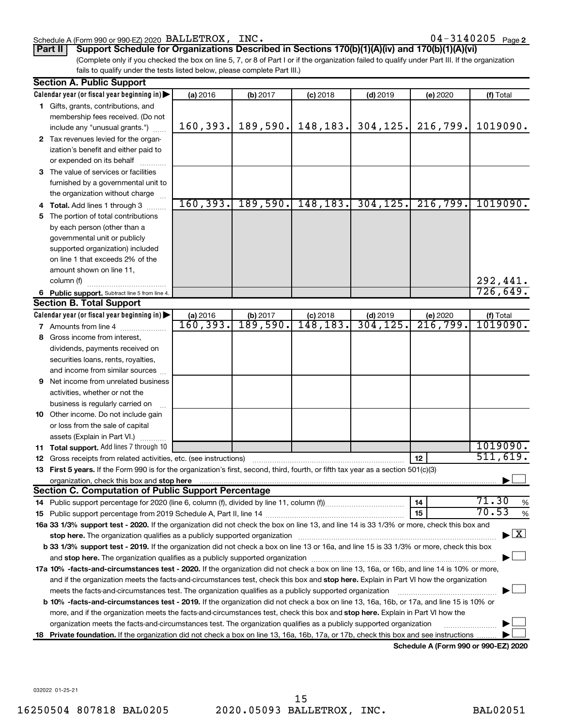Schedule A (Form 990 or 990-EZ) 2020 BALLETROX, INC. 04-3140205 Page 2

**Part II** **Support Schedule for Organizations Described in Sections 170(b)(1)(A)(iv) and 170(b)(1)(A)(vi)**

(Complete only if you checked the box on line 5, 7, or 8 of Part I or if the organization failed to qualify under Part III. If the organization fails to qualify under the tests listed below, please complete Part III.)

**Section A. Public Support**

| Calendar year (or fiscal year beginning in) | (a) 2016 | (b) 2017 | (c) 2018 | (d) 2019 | (e) 2020 | (f) Total |
|---|---|---|---|---|---|---|
| 1 Gifts, grants, contributions, and membership fees received. (Do not include any "unusual grants.") | 160,393. | 189,590. | 148,183. | 304,125. | 216,799. | 1019090. |
| 2 Tax revenues levied for the organization's benefit and either paid to or expended on its behalf | | | | | | |
| 3 The value of services or facilities furnished by a governmental unit to the organization without charge | | | | | | |
| 4 **Total.** Add lines 1 through 3 | 160,393. | 189,590. | 148,183. | 304,125. | 216,799. | 1019090. |
| 5 The portion of total contributions by each person (other than a governmental unit or publicly supported organization) included on line 1 that exceeds 2% of the amount shown on line 11, column (f) | | | | | | 292,441. |
| 6 **Public support.** Subtract line 5 from line 4. | | | | | | 726,649. |

**Section B. Total Support**

| Calendar year (or fiscal year beginning in) | (a) 2016 | (b) 2017 | (c) 2018 | (d) 2019 | (e) 2020 | (f) Total |
|---|---|---|---|---|---|---|
| 7 Amounts from line 4 | 160,393. | 189,590. | 148,183. | 304,125. | 216,799. | 1019090. |
| 8 Gross income from interest, dividends, payments received on securities loans, rents, royalties, and income from similar sources | | | | | | |
| 9 Net income from unrelated business activities, whether or not the business is regularly carried on | | | | | | |
| 10 Other income. Do not include gain or loss from the sale of capital assets (Explain in Part VI.) | | | | | | |
| 11 **Total support.** Add lines 7 through 10 | | | | | | 1019090. |

12 Gross receipts from related activities, etc. (see instructions) — 12 — 511,619.

13 **First 5 years.** If the Form 990 is for the organization's first, second, third, fourth, or fifth tax year as a section 501(c)(3) organization, check this box and **stop here** ☐

**Section C. Computation of Public Support Percentage**

14 Public support percentage for 2020 (line 6, column (f), divided by line 11, column (f)) — 14 — 71.30 %

15 Public support percentage from 2019 Schedule A, Part II, line 14 — 15 — 70.53 %

**16a 33 1/3% support test - 2020.** If the organization did not check the box on line 13, and line 14 is 33 1/3% or more, check this box and **stop here.** The organization qualifies as a publicly supported organization ☒

**b 33 1/3% support test - 2019.** If the organization did not check a box on line 13 or 16a, and line 15 is 33 1/3% or more, check this box and **stop here.** The organization qualifies as a publicly supported organization ☐

**17a 10% -facts-and-circumstances test - 2020.** If the organization did not check a box on line 13, 16a, or 16b, and line 14 is 10% or more, and if the organization meets the facts-and-circumstances test, check this box and **stop here.** Explain in Part VI how the organization meets the facts-and-circumstances test. The organization qualifies as a publicly supported organization ☐

**b 10% -facts-and-circumstances test - 2019.** If the organization did not check a box on line 13, 16a, 16b, or 17a, and line 15 is 10% or more, and if the organization meets the facts-and-circumstances test, check this box and **stop here.** Explain in Part VI how the organization meets the facts-and-circumstances test. The organization qualifies as a publicly supported organization ☐

**18 Private foundation.** If the organization did not check a box on line 13, 16a, 16b, 17a, or 17b, check this box and see instructions ☐

**Schedule A (Form 990 or 990-EZ) 2020**

032022 01-25-21

16250504 807818 BAL0205 2020.05093 BALLETROX, INC. BAL02051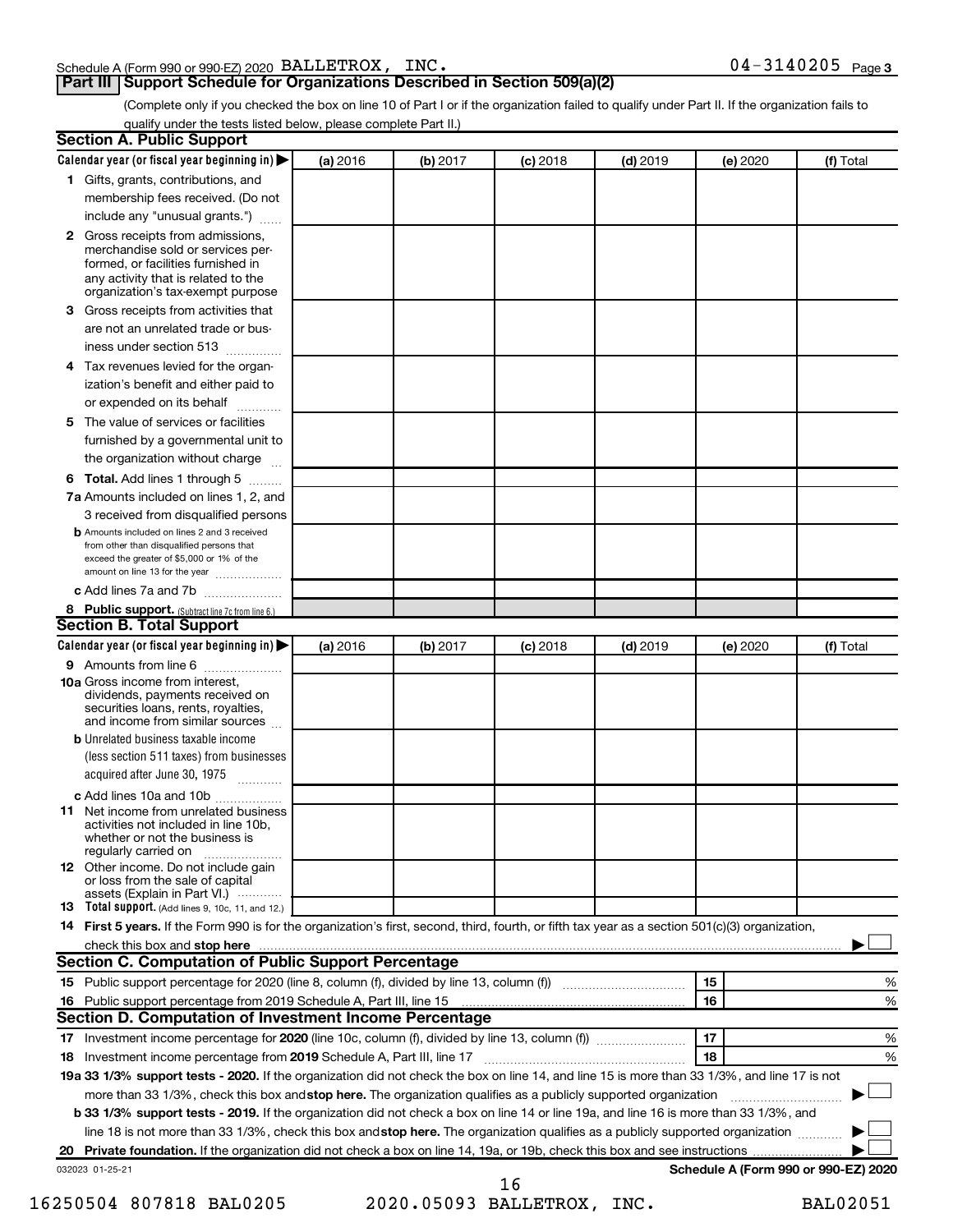Schedule A (Form 990 or 990-EZ) 2020 BALLETROX, INC. 04-3140205 Page 3

## Part III Support Schedule for Organizations Described in Section 509(a)(2)

(Complete only if you checked the box on line 10 of Part I or if the organization failed to qualify under Part II. If the organization fails to qualify under the tests listed below, please complete Part II.)

### Section A. Public Support

| Calendar year (or fiscal year beginning in) ▶ | (a) 2016 | (b) 2017 | (c) 2018 | (d) 2019 | (e) 2020 | (f) Total |
|---|---|---|---|---|---|---|
| **1** Gifts, grants, contributions, and membership fees received. (Do not include any "unusual grants.") | | | | | | |
| **2** Gross receipts from admissions, merchandise sold or services performed, or facilities furnished in any activity that is related to the organization's tax-exempt purpose | | | | | | |
| **3** Gross receipts from activities that are not an unrelated trade or business under section 513 | | | | | | |
| **4** Tax revenues levied for the organization's benefit and either paid to or expended on its behalf | | | | | | |
| **5** The value of services or facilities furnished by a governmental unit to the organization without charge | | | | | | |
| **6 Total.** Add lines 1 through 5 | | | | | | |
| **7a** Amounts included on lines 1, 2, and 3 received from disqualified persons | | | | | | |
| **b** Amounts included on lines 2 and 3 received from other than disqualified persons that exceed the greater of $5,000 or 1% of the amount on line 13 for the year | | | | | | |
| **c** Add lines 7a and 7b | | | | | | |
| **8 Public support.** (Subtract line 7c from line 6.) | | | | | | |

### Section B. Total Support

| Calendar year (or fiscal year beginning in) ▶ | (a) 2016 | (b) 2017 | (c) 2018 | (d) 2019 | (e) 2020 | (f) Total |
|---|---|---|---|---|---|---|
| **9** Amounts from line 6 | | | | | | |
| **10a** Gross income from interest, dividends, payments received on securities loans, rents, royalties, and income from similar sources | | | | | | |
| **b** Unrelated business taxable income (less section 511 taxes) from businesses acquired after June 30, 1975 | | | | | | |
| **c** Add lines 10a and 10b | | | | | | |
| **11** Net income from unrelated business activities not included in line 10b, whether or not the business is regularly carried on | | | | | | |
| **12** Other income. Do not include gain or loss from the sale of capital assets (Explain in Part VI.) | | | | | | |
| **13 Total support.** (Add lines 9, 10c, 11, and 12.) | | | | | | |

**14 First 5 years.** If the Form 990 is for the organization's first, second, third, fourth, or fifth tax year as a section 501(c)(3) organization, check this box and **stop here** ▶ ☐

### Section C. Computation of Public Support Percentage

| | | | |
|---|---|---|---|
| **15** Public support percentage for 2020 (line 8, column (f), divided by line 13, column (f)) | 15 | | % |
| **16** Public support percentage from 2019 Schedule A, Part III, line 15 | 16 | | % |

### Section D. Computation of Investment Income Percentage

| | | | |
|---|---|---|---|
| **17** Investment income percentage for **2020** (line 10c, column (f), divided by line 13, column (f)) | 17 | | % |
| **18** Investment income percentage from **2019** Schedule A, Part III, line 17 | 18 | | % |

**19a 33 1/3% support tests - 2020.** If the organization did not check the box on line 14, and line 15 is more than 33 1/3%, and line 17 is not more than 33 1/3%, check this box and **stop here.** The organization qualifies as a publicly supported organization ▶ ☐

**b 33 1/3% support tests - 2019.** If the organization did not check a box on line 14 or line 19a, and line 16 is more than 33 1/3%, and line 18 is not more than 33 1/3%, check this box and **stop here.** The organization qualifies as a publicly supported organization ▶ ☐

**20 Private foundation.** If the organization did not check a box on line 14, 19a, or 19b, check this box and see instructions ▶ ☐

032023 01-25-21 **Schedule A (Form 990 or 990-EZ) 2020**

16250504 807818 BAL0205 2020.05093 BALLETROX, INC. BAL02051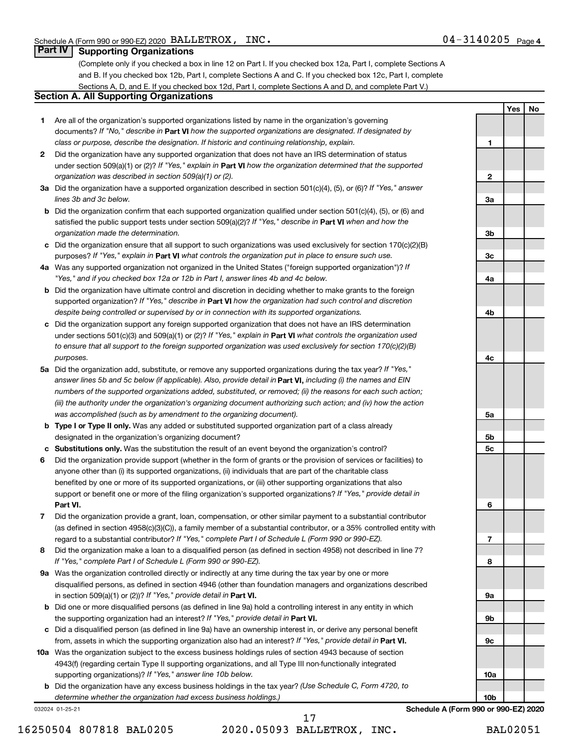Schedule A (Form 990 or 990-EZ) 2020 BALLETROX, INC. 04-3140205 Page 4

## Part IV Supporting Organizations

(Complete only if you checked a box in line 12 on Part I. If you checked box 12a, Part I, complete Sections A and B. If you checked box 12b, Part I, complete Sections A and C. If you checked box 12c, Part I, complete Sections A, D, and E. If you checked box 12d, Part I, complete Sections A and D, and complete Part V.)

### Section A. All Supporting Organizations

| | | | Yes | No |
|---|---|---|---|---|
| 1 | Are all of the organization's supported organizations listed by name in the organization's governing documents? *If "No," describe in* **Part VI** *how the supported organizations are designated. If designated by class or purpose, describe the designation. If historic and continuing relationship, explain.* | 1 | | |
| 2 | Did the organization have any supported organization that does not have an IRS determination of status under section 509(a)(1) or (2)? *If "Yes," explain in* **Part VI** *how the organization determined that the supported organization was described in section 509(a)(1) or (2).* | 2 | | |
| 3a | Did the organization have a supported organization described in section 501(c)(4), (5), or (6)? *If "Yes," answer lines 3b and 3c below.* | 3a | | |
| b | Did the organization confirm that each supported organization qualified under section 501(c)(4), (5), or (6) and satisfied the public support tests under section 509(a)(2)? *If "Yes," describe in* **Part VI** *when and how the organization made the determination.* | 3b | | |
| c | Did the organization ensure that all support to such organizations was used exclusively for section 170(c)(2)(B) purposes? *If "Yes," explain in* **Part VI** *what controls the organization put in place to ensure such use.* | 3c | | |
| 4a | Was any supported organization not organized in the United States ("foreign supported organization")? *If "Yes," and if you checked box 12a or 12b in Part I, answer lines 4b and 4c below.* | 4a | | |
| b | Did the organization have ultimate control and discretion in deciding whether to make grants to the foreign supported organization? *If "Yes," describe in* **Part VI** *how the organization had such control and discretion despite being controlled or supervised by or in connection with its supported organizations.* | 4b | | |
| c | Did the organization support any foreign supported organization that does not have an IRS determination under sections 501(c)(3) and 509(a)(1) or (2)? *If "Yes," explain in* **Part VI** *what controls the organization used to ensure that all support to the foreign supported organization was used exclusively for section 170(c)(2)(B) purposes.* | 4c | | |
| 5a | Did the organization add, substitute, or remove any supported organizations during the tax year? *If "Yes," answer lines 5b and 5c below (if applicable). Also, provide detail in* **Part VI,** *including (i) the names and EIN numbers of the supported organizations added, substituted, or removed; (ii) the reasons for each such action; (iii) the authority under the organization's organizing document authorizing such action; and (iv) how the action was accomplished (such as by amendment to the organizing document).* | 5a | | |
| b | **Type I or Type II only.** Was any added or substituted supported organization part of a class already designated in the organization's organizing document? | 5b | | |
| c | **Substitutions only.** Was the substitution the result of an event beyond the organization's control? | 5c | | |
| 6 | Did the organization provide support (whether in the form of grants or the provision of services or facilities) to anyone other than (i) its supported organizations, (ii) individuals that are part of the charitable class benefited by one or more of its supported organizations, or (iii) other supporting organizations that also support or benefit one or more of the filing organization's supported organizations? *If "Yes," provide detail in* **Part VI.** | 6 | | |
| 7 | Did the organization provide a grant, loan, compensation, or other similar payment to a substantial contributor (as defined in section 4958(c)(3)(C)), a family member of a substantial contributor, or a 35% controlled entity with regard to a substantial contributor? *If "Yes," complete Part I of Schedule L (Form 990 or 990-EZ).* | 7 | | |
| 8 | Did the organization make a loan to a disqualified person (as defined in section 4958) not described in line 7? *If "Yes," complete Part I of Schedule L (Form 990 or 990-EZ).* | 8 | | |
| 9a | Was the organization controlled directly or indirectly at any time during the tax year by one or more disqualified persons, as defined in section 4946 (other than foundation managers and organizations described in section 509(a)(1) or (2))? *If "Yes," provide detail in* **Part VI.** | 9a | | |
| b | Did one or more disqualified persons (as defined in line 9a) hold a controlling interest in any entity in which the supporting organization had an interest? *If "Yes," provide detail in* **Part VI.** | 9b | | |
| c | Did a disqualified person (as defined in line 9a) have an ownership interest in, or derive any personal benefit from, assets in which the supporting organization also had an interest? *If "Yes," provide detail in* **Part VI.** | 9c | | |
| 10a | Was the organization subject to the excess business holdings rules of section 4943 because of section 4943(f) (regarding certain Type II supporting organizations, and all Type III non-functionally integrated supporting organizations)? *If "Yes," answer line 10b below.* | 10a | | |
| b | Did the organization have any excess business holdings in the tax year? *(Use Schedule C, Form 4720, to determine whether the organization had excess business holdings.)* | 10b | | |

032024 01-25-21 **Schedule A (Form 990 or 990-EZ) 2020**

16250504 807818 BAL0205 2020.05093 BALLETROX, INC. BAL02051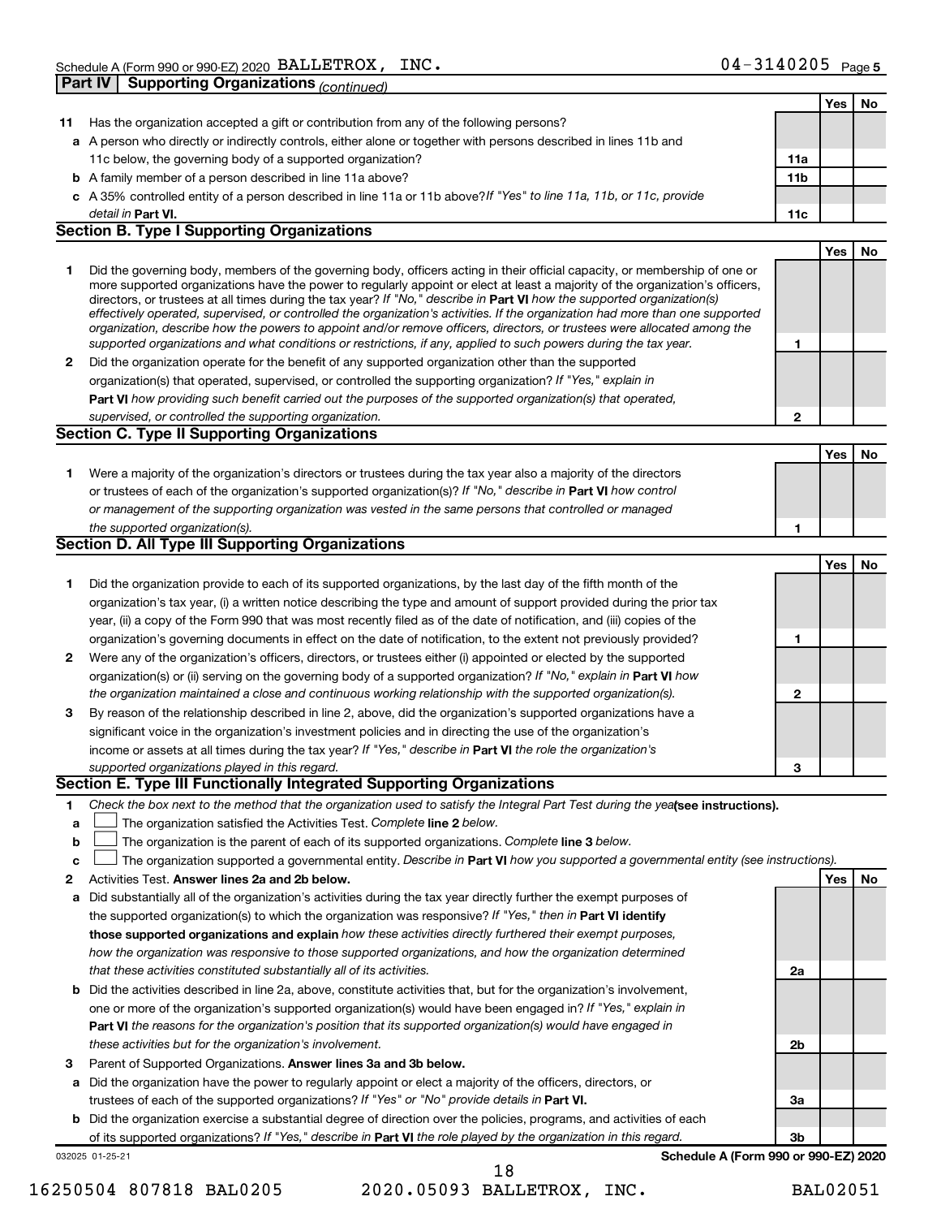Schedule A (Form 990 or 990-EZ) 2020 BALLETROX, INC. 04-3140205 Page 5

**Part IV | Supporting Organizations** *(continued)*

| | | | Yes | No |
|---|---|---|---|---|
| **11** | Has the organization accepted a gift or contribution from any of the following persons? | | | |
| **a** | A person who directly or indirectly controls, either alone or together with persons described in lines 11b and 11c below, the governing body of a supported organization? | **11a** | | |
| **b** | A family member of a person described in line 11a above? | **11b** | | |
| **c** | A 35% controlled entity of a person described in line 11a or 11b above? *If "Yes" to line 11a, 11b, or 11c, provide detail in* **Part VI.** | **11c** | | |

### Section B. Type I Supporting Organizations

| | | | Yes | No |
|---|---|---|---|---|
| **1** | Did the governing body, members of the governing body, officers acting in their official capacity, or membership of one or more supported organizations have the power to regularly appoint or elect at least a majority of the organization's officers, directors, or trustees at all times during the tax year? *If "No," describe in* **Part VI** *how the supported organization(s) effectively operated, supervised, or controlled the organization's activities. If the organization had more than one supported organization, describe how the powers to appoint and/or remove officers, directors, or trustees were allocated among the supported organizations and what conditions or restrictions, if any, applied to such powers during the tax year.* | **1** | | |
| **2** | Did the organization operate for the benefit of any supported organization other than the supported organization(s) that operated, supervised, or controlled the supporting organization? *If "Yes," explain in* **Part VI** *how providing such benefit carried out the purposes of the supported organization(s) that operated, supervised, or controlled the supporting organization.* | **2** | | |

### Section C. Type II Supporting Organizations

| | | | Yes | No |
|---|---|---|---|---|
| **1** | Were a majority of the organization's directors or trustees during the tax year also a majority of the directors or trustees of each of the organization's supported organization(s)? *If "No," describe in* **Part VI** *how control or management of the supporting organization was vested in the same persons that controlled or managed the supported organization(s).* | **1** | | |

### Section D. All Type III Supporting Organizations

| | | | Yes | No |
|---|---|---|---|---|
| **1** | Did the organization provide to each of its supported organizations, by the last day of the fifth month of the organization's tax year, (i) a written notice describing the type and amount of support provided during the prior tax year, (ii) a copy of the Form 990 that was most recently filed as of the date of notification, and (iii) copies of the organization's governing documents in effect on the date of notification, to the extent not previously provided? | **1** | | |
| **2** | Were any of the organization's officers, directors, or trustees either (i) appointed or elected by the supported organization(s) or (ii) serving on the governing body of a supported organization? *If "No," explain in* **Part VI** *how the organization maintained a close and continuous working relationship with the supported organization(s).* | **2** | | |
| **3** | By reason of the relationship described in line 2, above, did the organization's supported organizations have a significant voice in the organization's investment policies and in directing the use of the organization's income or assets at all times during the tax year? *If "Yes," describe in* **Part VI** *the role the organization's supported organizations played in this regard.* | **3** | | |

### Section E. Type III Functionally Integrated Supporting Organizations

**1** *Check the box next to the method that the organization used to satisfy the Integral Part Test during the year* **(see instructions).**

**a** ☐ The organization satisfied the Activities Test. *Complete* **line 2** *below.*

**b** ☐ The organization is the parent of each of its supported organizations. *Complete* **line 3** *below.*

**c** ☐ The organization supported a governmental entity. *Describe in* **Part VI** *how you supported a governmental entity (see instructions).*

| | | | Yes | No |
|---|---|---|---|---|
| **2** | Activities Test. **Answer lines 2a and 2b below.** | | | |
| **a** | Did substantially all of the organization's activities during the tax year directly further the exempt purposes of the supported organization(s) to which the organization was responsive? *If "Yes," then in* **Part VI identify those supported organizations and explain** *how these activities directly furthered their exempt purposes, how the organization was responsive to those supported organizations, and how the organization determined that these activities constituted substantially all of its activities.* | **2a** | | |
| **b** | Did the activities described in line 2a, above, constitute activities that, but for the organization's involvement, one or more of the organization's supported organization(s) would have been engaged in? *If "Yes," explain in* **Part VI** *the reasons for the organization's position that its supported organization(s) would have engaged in these activities but for the organization's involvement.* | **2b** | | |
| **3** | Parent of Supported Organizations. **Answer lines 3a and 3b below.** | | | |
| **a** | Did the organization have the power to regularly appoint or elect a majority of the officers, directors, or trustees of each of the supported organizations? *If "Yes" or "No" provide details in* **Part VI.** | **3a** | | |
| **b** | Did the organization exercise a substantial degree of direction over the policies, programs, and activities of each of its supported organizations? *If "Yes," describe in* **Part VI** *the role played by the organization in this regard.* | **3b** | | |

032025 01-25-21 **Schedule A (Form 990 or 990-EZ) 2020**

16250504 807818 BAL0205 2020.05093 BALLETROX, INC. BAL02051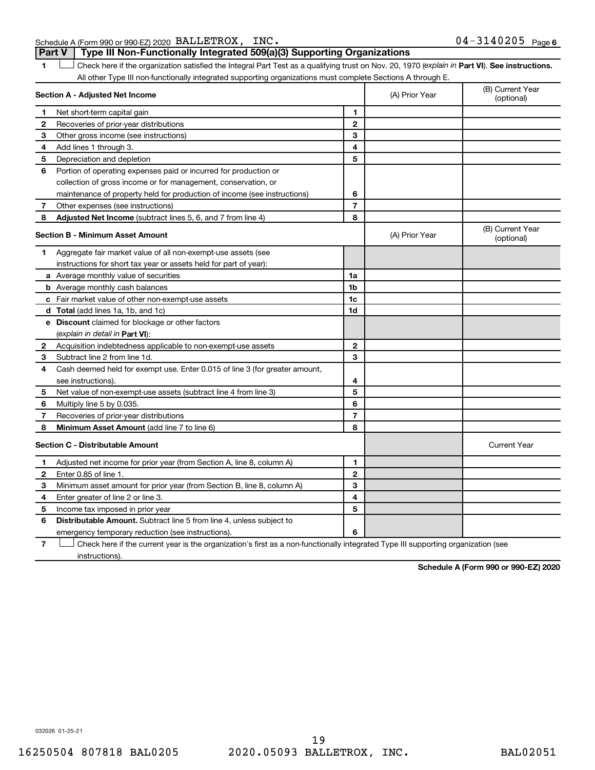Schedule A (Form 990 or 990-EZ) 2020 BALLETROX, INC. 04-3140205 Page 6

## Part V | Type III Non-Functionally Integrated 509(a)(3) Supporting Organizations

1 ☐ Check here if the organization satisfied the Integral Part Test as a qualifying trust on Nov. 20, 1970 (*explain in* **Part VI**). **See instructions.** All other Type III non-functionally integrated supporting organizations must complete Sections A through E.

| **Section A - Adjusted Net Income** | | | (A) Prior Year | (B) Current Year (optional) |
|---|---|---|---|---|
| 1 | Net short-term capital gain | 1 | | |
| 2 | Recoveries of prior-year distributions | 2 | | |
| 3 | Other gross income (see instructions) | 3 | | |
| 4 | Add lines 1 through 3. | 4 | | |
| 5 | Depreciation and depletion | 5 | | |
| 6 | Portion of operating expenses paid or incurred for production or collection of gross income or for management, conservation, or maintenance of property held for production of income (see instructions) | 6 | | |
| 7 | Other expenses (see instructions) | 7 | | |
| 8 | **Adjusted Net Income** (subtract lines 5, 6, and 7 from line 4) | 8 | | |

| **Section B - Minimum Asset Amount** | | | (A) Prior Year | (B) Current Year (optional) |
|---|---|---|---|---|
| 1 | Aggregate fair market value of all non-exempt-use assets (see instructions for short tax year or assets held for part of year): | | | |
| a | Average monthly value of securities | 1a | | |
| b | Average monthly cash balances | 1b | | |
| c | Fair market value of other non-exempt-use assets | 1c | | |
| d | **Total** (add lines 1a, 1b, and 1c) | 1d | | |
| e | **Discount** claimed for blockage or other factors (*explain in detail in* **Part VI**): | | | |
| 2 | Acquisition indebtedness applicable to non-exempt-use assets | 2 | | |
| 3 | Subtract line 2 from line 1d. | 3 | | |
| 4 | Cash deemed held for exempt use. Enter 0.015 of line 3 (for greater amount, see instructions). | 4 | | |
| 5 | Net value of non-exempt-use assets (subtract line 4 from line 3) | 5 | | |
| 6 | Multiply line 5 by 0.035. | 6 | | |
| 7 | Recoveries of prior-year distributions | 7 | | |
| 8 | **Minimum Asset Amount** (add line 7 to line 6) | 8 | | |

| **Section C - Distributable Amount** | | | | Current Year |
|---|---|---|---|---|
| 1 | Adjusted net income for prior year (from Section A, line 8, column A) | 1 | | |
| 2 | Enter 0.85 of line 1. | 2 | | |
| 3 | Minimum asset amount for prior year (from Section B, line 8, column A) | 3 | | |
| 4 | Enter greater of line 2 or line 3. | 4 | | |
| 5 | Income tax imposed in prior year | 5 | | |
| 6 | **Distributable Amount.** Subtract line 5 from line 4, unless subject to emergency temporary reduction (see instructions). | 6 | | |

7 ☐ Check here if the current year is the organization's first as a non-functionally integrated Type III supporting organization (see instructions).

**Schedule A (Form 990 or 990-EZ) 2020**

032026 01-25-21

16250504 807818 BAL0205 2020.05093 BALLETROX, INC. BAL02051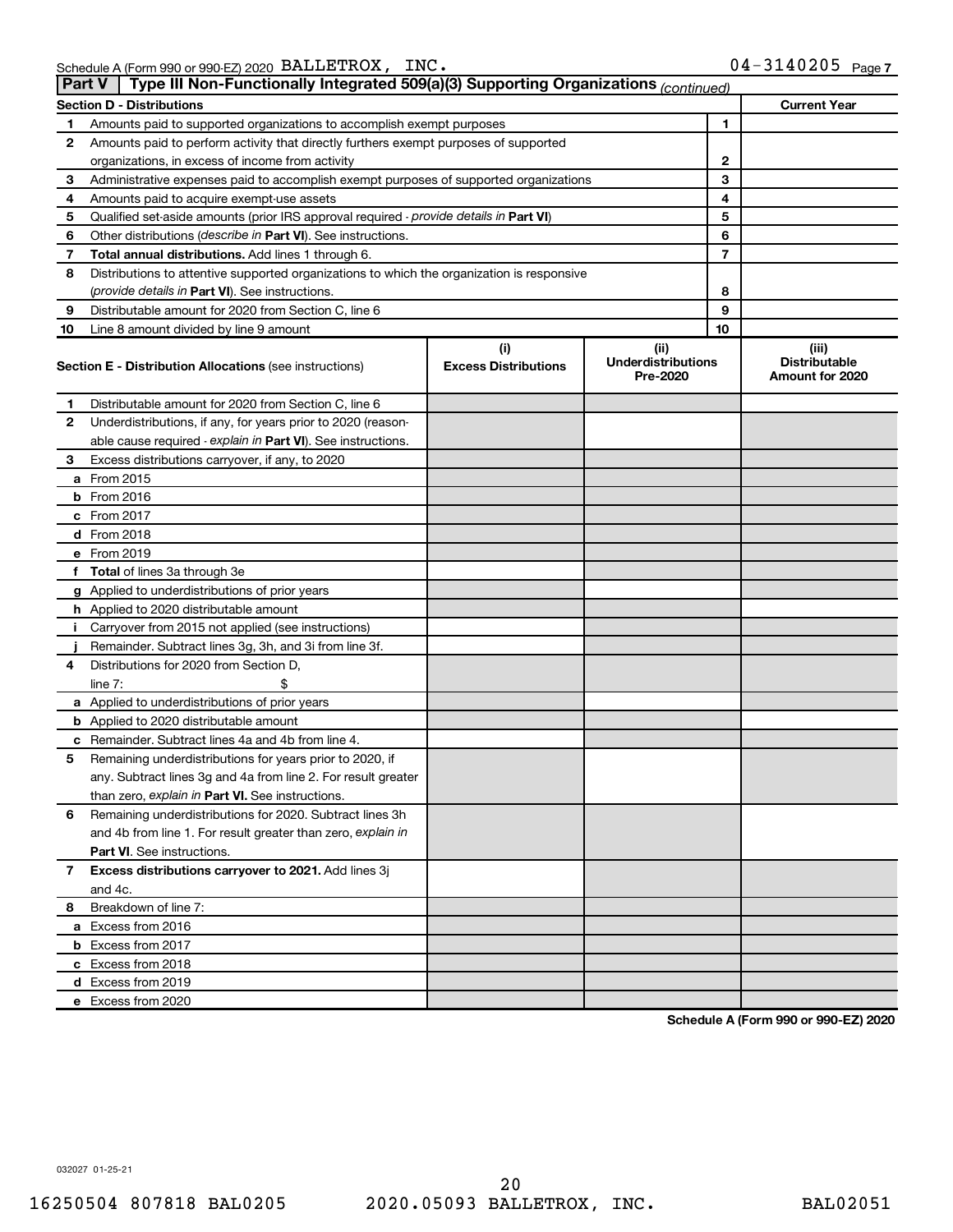Schedule A (Form 990 or 990-EZ) 2020 BALLETROX, INC. 04-3140205 Page 7

**Part V | Type III Non-Functionally Integrated 509(a)(3) Supporting Organizations** *(continued)*

| Section D - Distributions | | | Current Year |
|---|---|---|---|
| 1 | Amounts paid to supported organizations to accomplish exempt purposes | 1 | |
| 2 | Amounts paid to perform activity that directly furthers exempt purposes of supported organizations, in excess of income from activity | 2 | |
| 3 | Administrative expenses paid to accomplish exempt purposes of supported organizations | 3 | |
| 4 | Amounts paid to acquire exempt-use assets | 4 | |
| 5 | Qualified set-aside amounts (prior IRS approval required - *provide details in* **Part VI**) | 5 | |
| 6 | Other distributions (*describe in* **Part VI**). See instructions. | 6 | |
| 7 | **Total annual distributions.** Add lines 1 through 6. | 7 | |
| 8 | Distributions to attentive supported organizations to which the organization is responsive (*provide details in* **Part VI**). See instructions. | 8 | |
| 9 | Distributable amount for 2020 from Section C, line 6 | 9 | |
| 10 | Line 8 amount divided by line 9 amount | 10 | |

| | **Section E - Distribution Allocations** (see instructions) | (i) Excess Distributions | (ii) Underdistributions Pre-2020 | (iii) Distributable Amount for 2020 |
|---|---|---|---|---|
| 1 | Distributable amount for 2020 from Section C, line 6 | | | |
| 2 | Underdistributions, if any, for years prior to 2020 (reasonable cause required - *explain in* **Part VI**). See instructions. | | | |
| 3 | Excess distributions carryover, if any, to 2020 | | | |
| a | From 2015 | | | |
| b | From 2016 | | | |
| c | From 2017 | | | |
| d | From 2018 | | | |
| e | From 2019 | | | |
| f | **Total** of lines 3a through 3e | | | |
| g | Applied to underdistributions of prior years | | | |
| h | Applied to 2020 distributable amount | | | |
| i | Carryover from 2015 not applied (see instructions) | | | |
| j | Remainder. Subtract lines 3g, 3h, and 3i from line 3f. | | | |
| 4 | Distributions for 2020 from Section D, line 7: $ | | | |
| a | Applied to underdistributions of prior years | | | |
| b | Applied to 2020 distributable amount | | | |
| c | Remainder. Subtract lines 4a and 4b from line 4. | | | |
| 5 | Remaining underdistributions for years prior to 2020, if any. Subtract lines 3g and 4a from line 2. For result greater than zero, *explain in* **Part VI.** See instructions. | | | |
| 6 | Remaining underdistributions for 2020. Subtract lines 3h and 4b from line 1. For result greater than zero, *explain in* **Part VI**. See instructions. | | | |
| 7 | **Excess distributions carryover to 2021.** Add lines 3j and 4c. | | | |
| 8 | Breakdown of line 7: | | | |
| a | Excess from 2016 | | | |
| b | Excess from 2017 | | | |
| c | Excess from 2018 | | | |
| d | Excess from 2019 | | | |
| e | Excess from 2020 | | | |

**Schedule A (Form 990 or 990-EZ) 2020**

032027 01-25-21

16250504 807818 BAL0205 2020.05093 BALLETROX, INC. BAL02051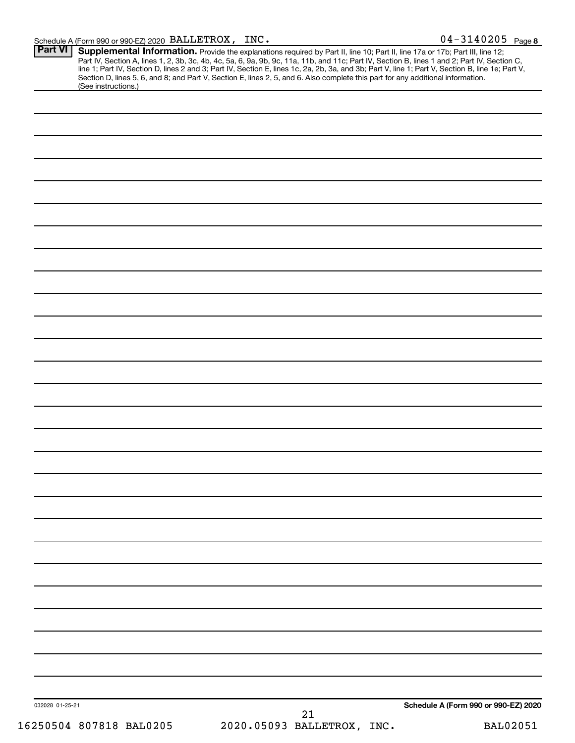Schedule A (Form 990 or 990-EZ) 2020 BALLETROX, INC. 04-3140205 Page 8

## Part VI Supplemental Information.

Provide the explanations required by Part II, line 10; Part II, line 17a or 17b; Part III, line 12; Part IV, Section A, lines 1, 2, 3b, 3c, 4b, 4c, 5a, 6, 9a, 9b, 9c, 11a, 11b, and 11c; Part IV, Section B, lines 1 and 2; Part IV, Section C, line 1; Part IV, Section D, lines 2 and 3; Part IV, Section E, lines 1c, 2a, 2b, 3a, and 3b; Part V, line 1; Part V, Section B, line 1e; Part V, Section D, lines 5, 6, and 8; and Part V, Section E, lines 2, 5, and 6. Also complete this part for any additional information. (See instructions.)

032028 01-25-21

Schedule A (Form 990 or 990-EZ) 2020

16250504 807818 BAL0205 2020.05093 BALLETROX, INC. BAL02051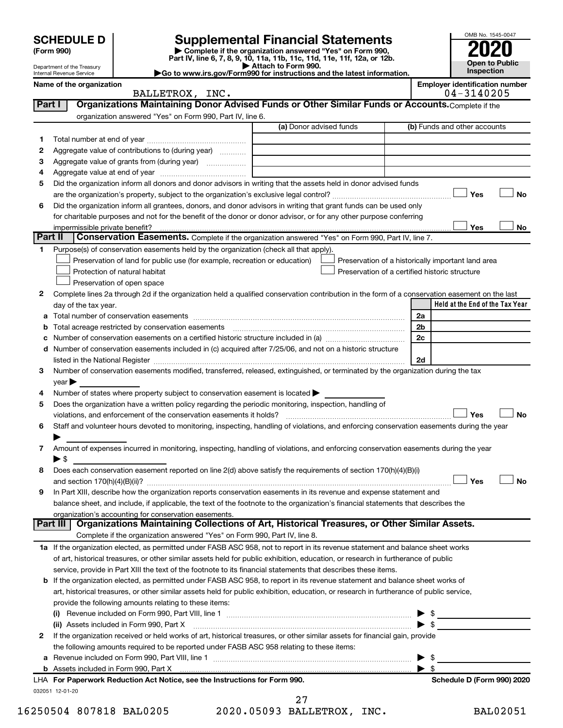# SCHEDULE D (Form 990)

Department of the Treasury
Internal Revenue Service

## Supplemental Financial Statements

▶ Complete if the organization answered "Yes" on Form 990, Part IV, line 6, 7, 8, 9, 10, 11a, 11b, 11c, 11d, 11e, 11f, 12a, or 12b.
▶ Attach to Form 990.
▶Go to www.irs.gov/Form990 for instructions and the latest information.

OMB No. 1545-0047
**2020**
**Open to Public Inspection**

Name of the organization: BALLETROX, INC.
Employer identification number: 04-3140205

### Part I Organizations Maintaining Donor Advised Funds or Other Similar Funds or Accounts.
Complete if the organization answered "Yes" on Form 990, Part IV, line 6.

| | | (a) Donor advised funds | (b) Funds and other accounts |
|---|---|---|---|
| 1 | Total number at end of year | | |
| 2 | Aggregate value of contributions to (during year) | | |
| 3 | Aggregate value of grants from (during year) | | |
| 4 | Aggregate value at end of year | | |

5 Did the organization inform all donors and donor advisors in writing that the assets held in donor advised funds are the organization's property, subject to the organization's exclusive legal control? ☐ Yes ☐ No

6 Did the organization inform all grantees, donors, and donor advisors in writing that grant funds can be used only for charitable purposes and not for the benefit of the donor or donor advisor, or for any other purpose conferring impermissible private benefit? ☐ Yes ☐ No

### Part II Conservation Easements.
Complete if the organization answered "Yes" on Form 990, Part IV, line 7.

1 Purpose(s) of conservation easements held by the organization (check all that apply).
- ☐ Preservation of land for public use (for example, recreation or education)
- ☐ Protection of natural habitat
- ☐ Preservation of open space
- ☐ Preservation of a historically important land area
- ☐ Preservation of a certified historic structure

2 Complete lines 2a through 2d if the organization held a qualified conservation contribution in the form of a conservation easement on the last day of the tax year.

| | | | Held at the End of the Tax Year |
|---|---|---|---|
| a | Total number of conservation easements | 2a | |
| b | Total acreage restricted by conservation easements | 2b | |
| c | Number of conservation easements on a certified historic structure included in (a) | 2c | |
| d | Number of conservation easements included in (c) acquired after 7/25/06, and not on a historic structure listed in the National Register | 2d | |

3 Number of conservation easements modified, transferred, released, extinguished, or terminated by the organization during the tax year ▶

4 Number of states where property subject to conservation easement is located ▶

5 Does the organization have a written policy regarding the periodic monitoring, inspection, handling of violations, and enforcement of the conservation easements it holds? ☐ Yes ☐ No

6 Staff and volunteer hours devoted to monitoring, inspecting, handling of violations, and enforcing conservation easements during the year ▶

7 Amount of expenses incurred in monitoring, inspecting, handling of violations, and enforcing conservation easements during the year ▶ $

8 Does each conservation easement reported on line 2(d) above satisfy the requirements of section 170(h)(4)(B)(i) and section 170(h)(4)(B)(ii)? ☐ Yes ☐ No

9 In Part XIII, describe how the organization reports conservation easements in its revenue and expense statement and balance sheet, and include, if applicable, the text of the footnote to the organization's financial statements that describes the organization's accounting for conservation easements.

### Part III Organizations Maintaining Collections of Art, Historical Treasures, or Other Similar Assets.
Complete if the organization answered "Yes" on Form 990, Part IV, line 8.

1a If the organization elected, as permitted under FASB ASC 958, not to report in its revenue statement and balance sheet works of art, historical treasures, or other similar assets held for public exhibition, education, or research in furtherance of public service, provide in Part XIII the text of the footnote to its financial statements that describes these items.

b If the organization elected, as permitted under FASB ASC 958, to report in its revenue statement and balance sheet works of art, historical treasures, or other similar assets held for public exhibition, education, or research in furtherance of public service, provide the following amounts relating to these items:

(i) Revenue included on Form 990, Part VIII, line 1 ▶ $

(ii) Assets included in Form 990, Part X ▶ $

2 If the organization received or held works of art, historical treasures, or other similar assets for financial gain, provide the following amounts required to be reported under FASB ASC 958 relating to these items:

a Revenue included on Form 990, Part VIII, line 1 ▶ $

b Assets included in Form 990, Part X ▶ $

LHA For Paperwork Reduction Act Notice, see the Instructions for Form 990. Schedule D (Form 990) 2020

032051 12-01-20

16250504 807818 BAL0205 2020.05093 BALLETROX, INC. BAL02051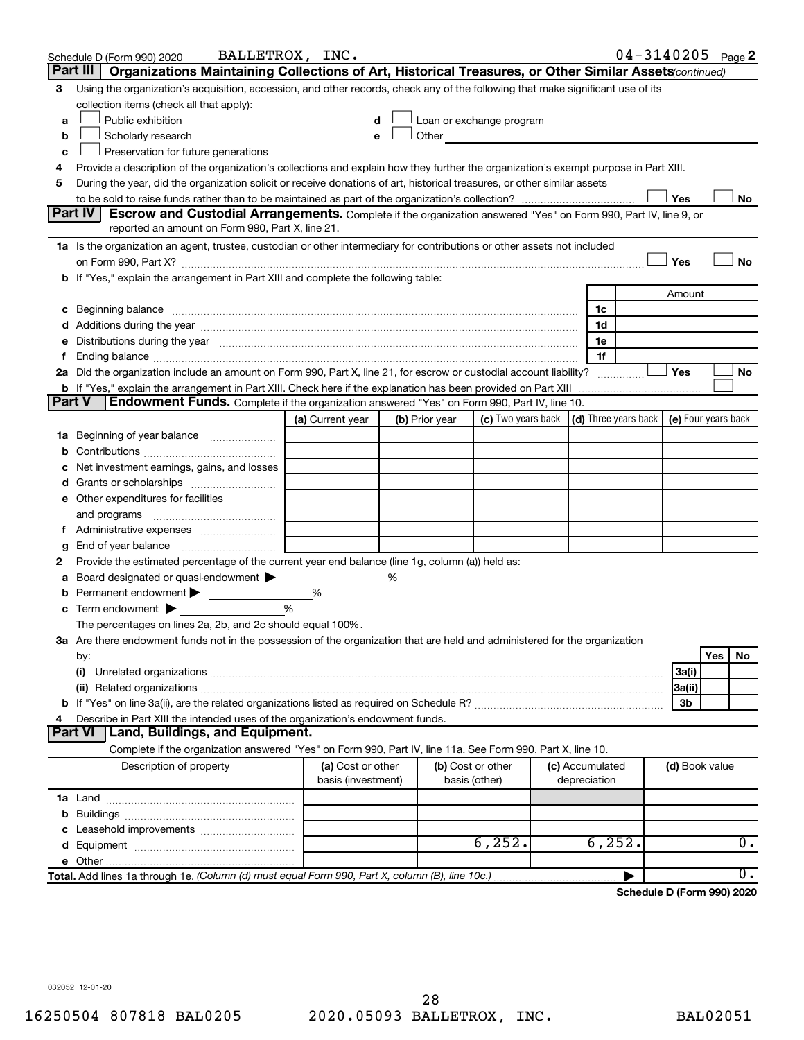Schedule D (Form 990) 2020 BALLETROX, INC. 04-3140205 Page 2

## Part III Organizations Maintaining Collections of Art, Historical Treasures, or Other Similar Assets *(continued)*

3 Using the organization's acquisition, accession, and other records, check any of the following that make significant use of its collection items (check all that apply):

a ☐ Public exhibition
b ☐ Scholarly research
c ☐ Preservation for future generations
d ☐ Loan or exchange program
e ☐ Other

4 Provide a description of the organization's collections and explain how they further the organization's exempt purpose in Part XIII.

5 During the year, did the organization solicit or receive donations of art, historical treasures, or other similar assets to be sold to raise funds rather than to be maintained as part of the organization's collection? ☐ Yes ☐ No

## Part IV Escrow and Custodial Arrangements.

Complete if the organization answered "Yes" on Form 990, Part IV, line 9, or reported an amount on Form 990, Part X, line 21.

1a Is the organization an agent, trustee, custodian or other intermediary for contributions or other assets not included on Form 990, Part X? ☐ Yes ☐ No

b If "Yes," explain the arrangement in Part XIII and complete the following table:

| | | Amount |
|---|---|---|
| c Beginning balance | 1c | |
| d Additions during the year | 1d | |
| e Distributions during the year | 1e | |
| f Ending balance | 1f | |

2a Did the organization include an amount on Form 990, Part X, line 21, for escrow or custodial account liability? ☐ Yes ☐ No

b If "Yes," explain the arrangement in Part XIII. Check here if the explanation has been provided on Part XIII ☐

## Part V Endowment Funds.

Complete if the organization answered "Yes" on Form 990, Part IV, line 10.

| | (a) Current year | (b) Prior year | (c) Two years back | (d) Three years back | (e) Four years back |
|---|---|---|---|---|---|
| 1a Beginning of year balance | | | | | |
| b Contributions | | | | | |
| c Net investment earnings, gains, and losses | | | | | |
| d Grants or scholarships | | | | | |
| e Other expenditures for facilities and programs | | | | | |
| f Administrative expenses | | | | | |
| g End of year balance | | | | | |

2 Provide the estimated percentage of the current year end balance (line 1g, column (a)) held as:

a Board designated or quasi-endowment ▶ %
b Permanent endowment ▶ %
c Term endowment ▶ %

The percentages on lines 2a, 2b, and 2c should equal 100%.

3a Are there endowment funds not in the possession of the organization that are held and administered for the organization by:

| | | Yes | No |
|---|---|---|---|
| (i) Unrelated organizations | 3a(i) | | |
| (ii) Related organizations | 3a(ii) | | |
| b If "Yes" on line 3a(ii), are the related organizations listed as required on Schedule R? | 3b | | |

4 Describe in Part XIII the intended uses of the organization's endowment funds.

## Part VI Land, Buildings, and Equipment.

Complete if the organization answered "Yes" on Form 990, Part IV, line 11a. See Form 990, Part X, line 10.

| Description of property | (a) Cost or other basis (investment) | (b) Cost or other basis (other) | (c) Accumulated depreciation | (d) Book value |
|---|---|---|---|---|
| 1a Land | | | | |
| b Buildings | | | | |
| c Leasehold improvements | | | | |
| d Equipment | | 6,252. | 6,252. | 0. |
| e Other | | | | |
| **Total.** Add lines 1a through 1e. *(Column (d) must equal Form 990, Part X, column (B), line 10c.)* ▶ | | | | 0. |

**Schedule D (Form 990) 2020**

032052 12-01-20

16250504 807818 BAL0205 2020.05093 BALLETROX, INC. BAL02051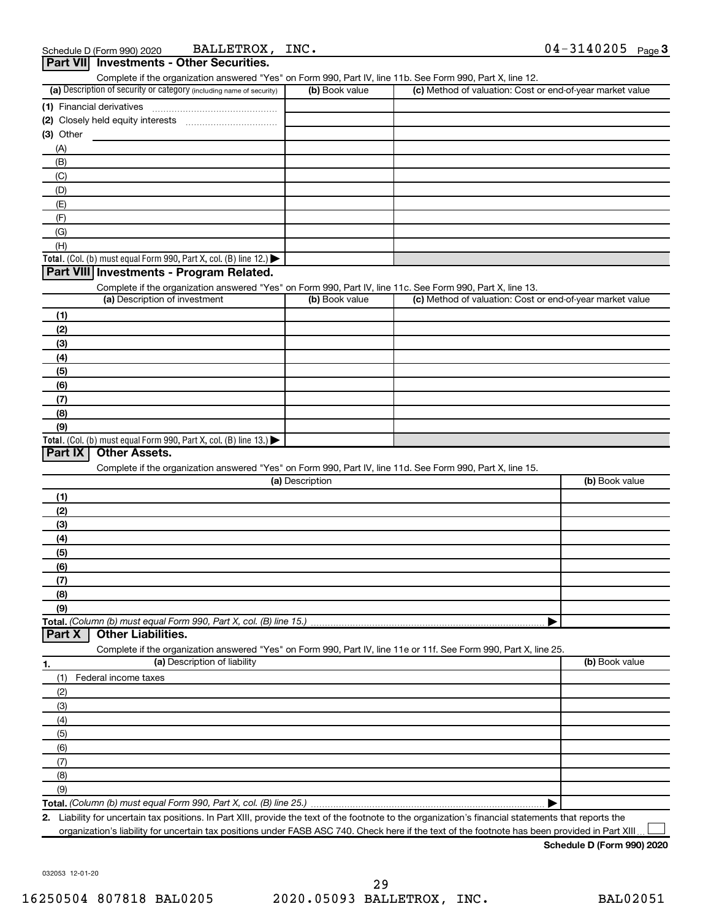Schedule D (Form 990) 2020 BALLETROX, INC. 04-3140205 Page 3

## Part VII Investments - Other Securities.

Complete if the organization answered "Yes" on Form 990, Part IV, line 11b. See Form 990, Part X, line 12.

| (a) Description of security or category (including name of security) | (b) Book value | (c) Method of valuation: Cost or end-of-year market value |
|---|---|---|
| (1) Financial derivatives | | |
| (2) Closely held equity interests | | |
| (3) Other | | |
| (A) | | |
| (B) | | |
| (C) | | |
| (D) | | |
| (E) | | |
| (F) | | |
| (G) | | |
| (H) | | |
| **Total.** (Col. (b) must equal Form 990, Part X, col. (B) line 12.) ▶ | | |

## Part VIII Investments - Program Related.

Complete if the organization answered "Yes" on Form 990, Part IV, line 11c. See Form 990, Part X, line 13.

| (a) Description of investment | (b) Book value | (c) Method of valuation: Cost or end-of-year market value |
|---|---|---|
| (1) | | |
| (2) | | |
| (3) | | |
| (4) | | |
| (5) | | |
| (6) | | |
| (7) | | |
| (8) | | |
| (9) | | |
| **Total.** (Col. (b) must equal Form 990, Part X, col. (B) line 13.) ▶ | | |

## Part IX Other Assets.

Complete if the organization answered "Yes" on Form 990, Part IV, line 11d. See Form 990, Part X, line 15.

| (a) Description | (b) Book value |
|---|---|
| (1) | |
| (2) | |
| (3) | |
| (4) | |
| (5) | |
| (6) | |
| (7) | |
| (8) | |
| (9) | |
| **Total.** *(Column (b) must equal Form 990, Part X, col. (B) line 15.)* ▶ | |

## Part X Other Liabilities.

Complete if the organization answered "Yes" on Form 990, Part IV, line 11e or 11f. See Form 990, Part X, line 25.

| 1. (a) Description of liability | (b) Book value |
|---|---|
| (1) Federal income taxes | |
| (2) | |
| (3) | |
| (4) | |
| (5) | |
| (6) | |
| (7) | |
| (8) | |
| (9) | |
| **Total.** *(Column (b) must equal Form 990, Part X, col. (B) line 25.)* ▶ | |

**2.** Liability for uncertain tax positions. In Part XIII, provide the text of the footnote to the organization's financial statements that reports the organization's liability for uncertain tax positions under FASB ASC 740. Check here if the text of the footnote has been provided in Part XIII ☐

**Schedule D (Form 990) 2020**

032053 12-01-20

16250504 807818 BAL0205 2020.05093 BALLETROX, INC. BAL02051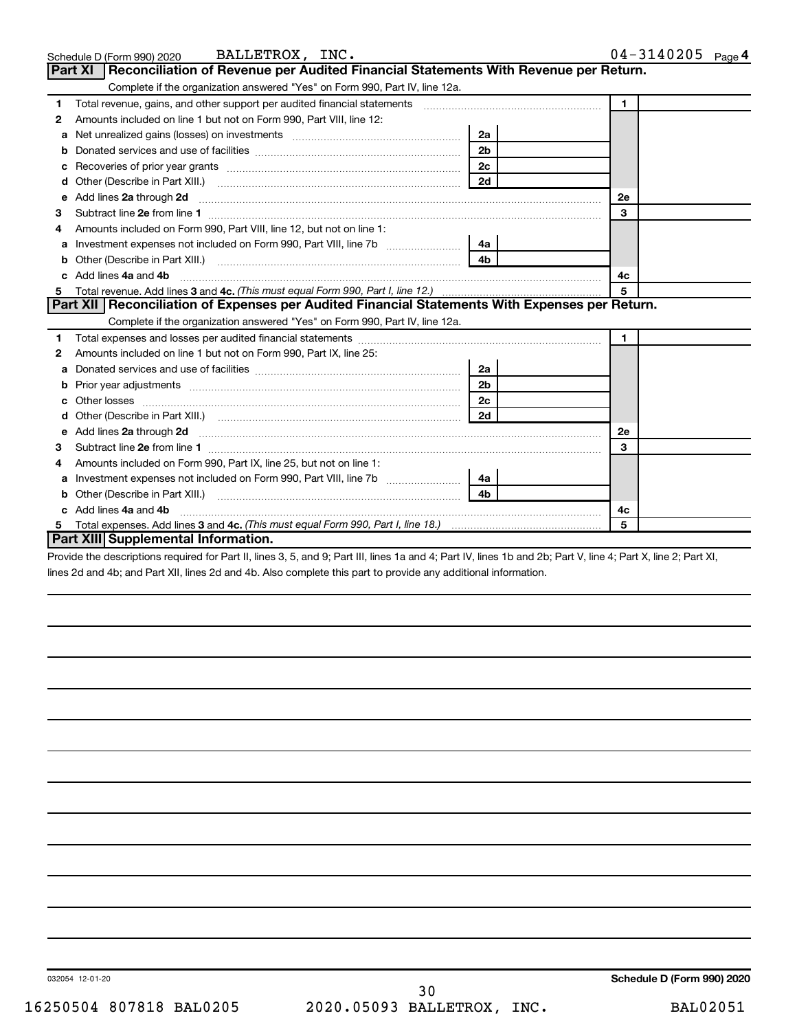Schedule D (Form 990) 2020 BALLETROX, INC. 04-3140205 Page 4

## Part XI Reconciliation of Revenue per Audited Financial Statements With Revenue per Return.

Complete if the organization answered "Yes" on Form 990, Part IV, line 12a.

| | | | | | |
|---|---|---|---|---|---|
| 1 | Total revenue, gains, and other support per audited financial statements | | | 1 | |
| 2 | Amounts included on line 1 but not on Form 990, Part VIII, line 12: | | | | |
| a | Net unrealized gains (losses) on investments | 2a | | | |
| b | Donated services and use of facilities | 2b | | | |
| c | Recoveries of prior year grants | 2c | | | |
| d | Other (Describe in Part XIII.) | 2d | | | |
| e | Add lines **2a** through **2d** | | | 2e | |
| 3 | Subtract line **2e** from line **1** | | | 3 | |
| 4 | Amounts included on Form 990, Part VIII, line 12, but not on line 1: | | | | |
| a | Investment expenses not included on Form 990, Part VIII, line 7b | 4a | | | |
| b | Other (Describe in Part XIII.) | 4b | | | |
| c | Add lines **4a** and **4b** | | | 4c | |
| 5 | Total revenue. Add lines **3** and **4c.** *(This must equal Form 990, Part I, line 12.)* | | | 5 | |

## Part XII Reconciliation of Expenses per Audited Financial Statements With Expenses per Return.

Complete if the organization answered "Yes" on Form 990, Part IV, line 12a.

| | | | | | |
|---|---|---|---|---|---|
| 1 | Total expenses and losses per audited financial statements | | | 1 | |
| 2 | Amounts included on line 1 but not on Form 990, Part IX, line 25: | | | | |
| a | Donated services and use of facilities | 2a | | | |
| b | Prior year adjustments | 2b | | | |
| c | Other losses | 2c | | | |
| d | Other (Describe in Part XIII.) | 2d | | | |
| e | Add lines **2a** through **2d** | | | 2e | |
| 3 | Subtract line **2e** from line **1** | | | 3 | |
| 4 | Amounts included on Form 990, Part IX, line 25, but not on line 1: | | | | |
| a | Investment expenses not included on Form 990, Part VIII, line 7b | 4a | | | |
| b | Other (Describe in Part XIII.) | 4b | | | |
| c | Add lines **4a** and **4b** | | | 4c | |
| 5 | Total expenses. Add lines **3** and **4c.** *(This must equal Form 990, Part I, line 18.)* | | | 5 | |

## Part XIII Supplemental Information.

Provide the descriptions required for Part II, lines 3, 5, and 9; Part III, lines 1a and 4; Part IV, lines 1b and 2b; Part V, line 4; Part X, line 2; Part XI, lines 2d and 4b; and Part XII, lines 2d and 4b. Also complete this part to provide any additional information.

032054 12-01-20 **Schedule D (Form 990) 2020**

16250504 807818 BAL0205 2020.05093 BALLETROX, INC. BAL02051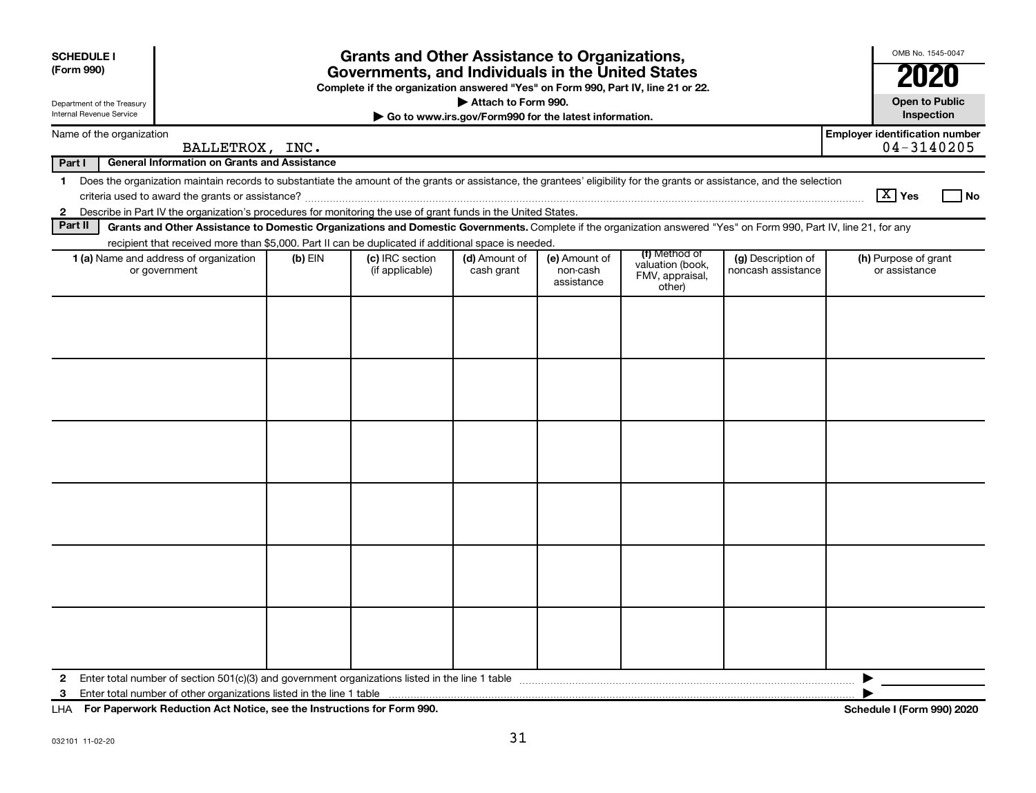**SCHEDULE I**
**(Form 990)**

Department of the Treasury
Internal Revenue Service

# Grants and Other Assistance to Organizations, Governments, and Individuals in the United States

**Complete if the organization answered "Yes" on Form 990, Part IV, line 21 or 22.**
**▶ Attach to Form 990.**
**▶ Go to www.irs.gov/Form990 for the latest information.**

OMB No. 1545-0047

**2020**

**Open to Public Inspection**

Name of the organization: BALLETROX, INC.

**Employer identification number** 04-3140205

**Part I — General Information on Grants and Assistance**

1 Does the organization maintain records to substantiate the amount of the grants or assistance, the grantees' eligibility for the grants or assistance, and the selection criteria used to award the grants or assistance? [X] Yes [ ] No

2 Describe in Part IV the organization's procedures for monitoring the use of grant funds in the United States.

**Part II — Grants and Other Assistance to Domestic Organizations and Domestic Governments.** Complete if the organization answered "Yes" on Form 990, Part IV, line 21, for any recipient that received more than $5,000. Part II can be duplicated if additional space is needed.

| 1 (a) Name and address of organization or government | (b) EIN | (c) IRC section (if applicable) | (d) Amount of cash grant | (e) Amount of non-cash assistance | (f) Method of valuation (book, FMV, appraisal, other) | (g) Description of noncash assistance | (h) Purpose of grant or assistance |
|---|---|---|---|---|---|---|---|
| | | | | | | | |
| | | | | | | | |
| | | | | | | | |
| | | | | | | | |
| | | | | | | | |
| | | | | | | | |

2 Enter total number of section 501(c)(3) and government organizations listed in the line 1 table ▶

3 Enter total number of other organizations listed in the line 1 table ▶

LHA **For Paperwork Reduction Act Notice, see the Instructions for Form 990.** **Schedule I (Form 990) 2020**

032101 11-02-20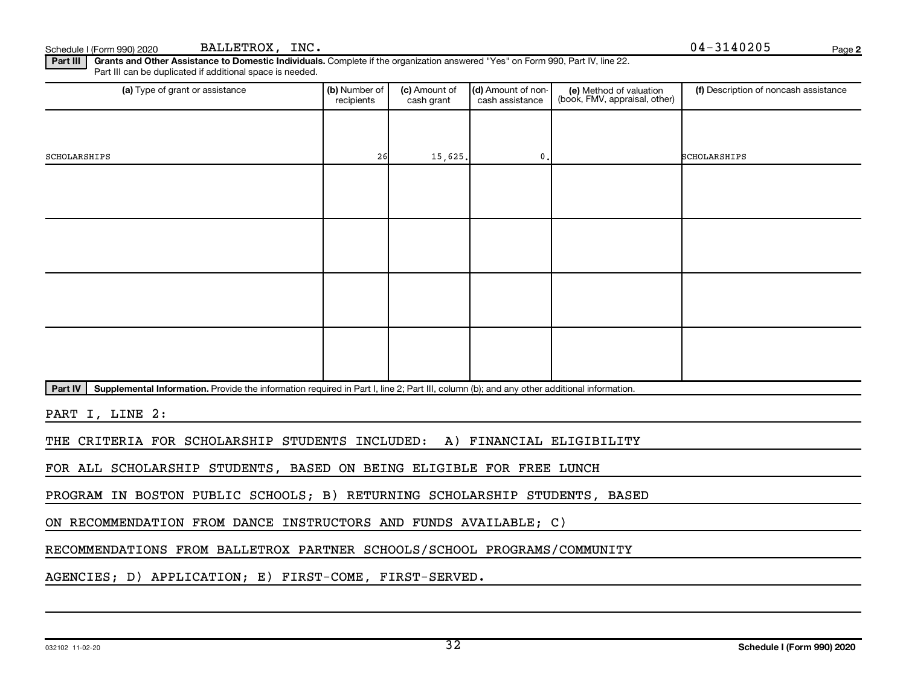Schedule I (Form 990) 2020 BALLETROX, INC. 04-3140205

**Part III** **Grants and Other Assistance to Domestic Individuals.** Complete if the organization answered "Yes" on Form 990, Part IV, line 22. Part III can be duplicated if additional space is needed.

| (a) Type of grant or assistance | (b) Number of recipients | (c) Amount of cash grant | (d) Amount of non-cash assistance | (e) Method of valuation (book, FMV, appraisal, other) | (f) Description of noncash assistance |
|---|---|---|---|---|---|
| SCHOLARSHIPS | 26 | 15,625. | 0. | | SCHOLARSHIPS |
| | | | | | |
| | | | | | |
| | | | | | |
| | | | | | |

**Part IV** **Supplemental Information.** Provide the information required in Part I, line 2; Part III, column (b); and any other additional information.

PART I, LINE 2:

THE CRITERIA FOR SCHOLARSHIP STUDENTS INCLUDED: A) FINANCIAL ELIGIBILITY FOR ALL SCHOLARSHIP STUDENTS, BASED ON BEING ELIGIBLE FOR FREE LUNCH PROGRAM IN BOSTON PUBLIC SCHOOLS; B) RETURNING SCHOLARSHIP STUDENTS, BASED ON RECOMMENDATION FROM DANCE INSTRUCTORS AND FUNDS AVAILABLE; C) RECOMMENDATIONS FROM BALLETROX PARTNER SCHOOLS/SCHOOL PROGRAMS/COMMUNITY AGENCIES; D) APPLICATION; E) FIRST-COME, FIRST-SERVED.

032102 11-02-20 Schedule I (Form 990) 2020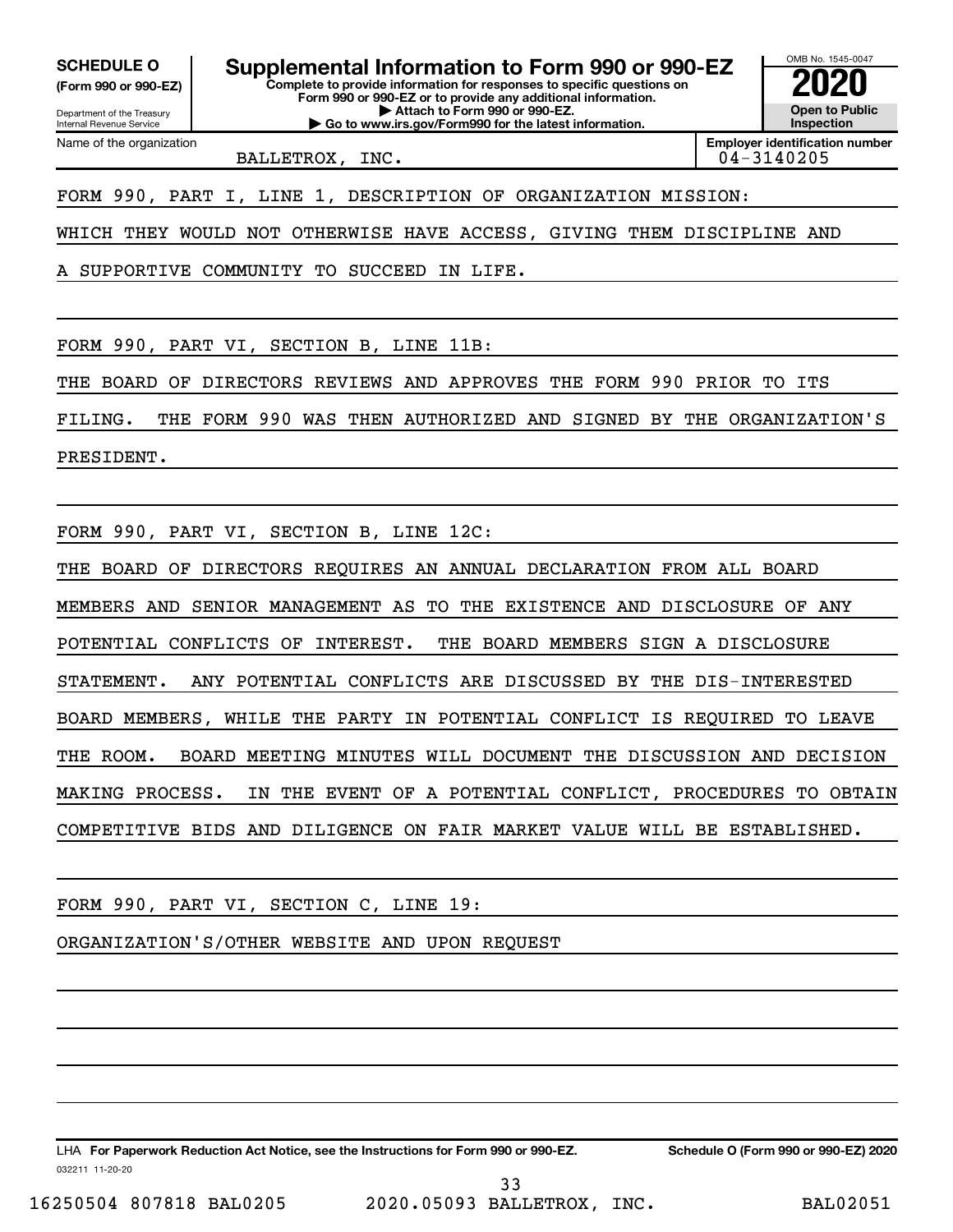**SCHEDULE O** (Form 990 or 990-EZ)

Department of the Treasury
Internal Revenue Service

# Supplemental Information to Form 990 or 990-EZ

**Complete to provide information for responses to specific questions on Form 990 or 990-EZ or to provide any additional information.**
**▶ Attach to Form 990 or 990-EZ.**
**▶ Go to www.irs.gov/Form990 for the latest information.**

OMB No. 1545-0047

**2020**

**Open to Public Inspection**

Name of the organization: BALLETROX, INC.

**Employer identification number:** 04-3140205

FORM 990, PART I, LINE 1, DESCRIPTION OF ORGANIZATION MISSION:

WHICH THEY WOULD NOT OTHERWISE HAVE ACCESS, GIVING THEM DISCIPLINE AND A SUPPORTIVE COMMUNITY TO SUCCEED IN LIFE.

FORM 990, PART VI, SECTION B, LINE 11B:

THE BOARD OF DIRECTORS REVIEWS AND APPROVES THE FORM 990 PRIOR TO ITS FILING. THE FORM 990 WAS THEN AUTHORIZED AND SIGNED BY THE ORGANIZATION'S PRESIDENT.

FORM 990, PART VI, SECTION B, LINE 12C:

THE BOARD OF DIRECTORS REQUIRES AN ANNUAL DECLARATION FROM ALL BOARD MEMBERS AND SENIOR MANAGEMENT AS TO THE EXISTENCE AND DISCLOSURE OF ANY POTENTIAL CONFLICTS OF INTEREST. THE BOARD MEMBERS SIGN A DISCLOSURE STATEMENT. ANY POTENTIAL CONFLICTS ARE DISCUSSED BY THE DIS-INTERESTED BOARD MEMBERS, WHILE THE PARTY IN POTENTIAL CONFLICT IS REQUIRED TO LEAVE THE ROOM. BOARD MEETING MINUTES WILL DOCUMENT THE DISCUSSION AND DECISION MAKING PROCESS. IN THE EVENT OF A POTENTIAL CONFLICT, PROCEDURES TO OBTAIN COMPETITIVE BIDS AND DILIGENCE ON FAIR MARKET VALUE WILL BE ESTABLISHED.

FORM 990, PART VI, SECTION C, LINE 19:

ORGANIZATION'S/OTHER WEBSITE AND UPON REQUEST

LHA **For Paperwork Reduction Act Notice, see the Instructions for Form 990 or 990-EZ.** **Schedule O (Form 990 or 990-EZ) 2020**

032211 11-20-20

16250504 807818 BAL0205 2020.05093 BALLETROX, INC. BAL02051